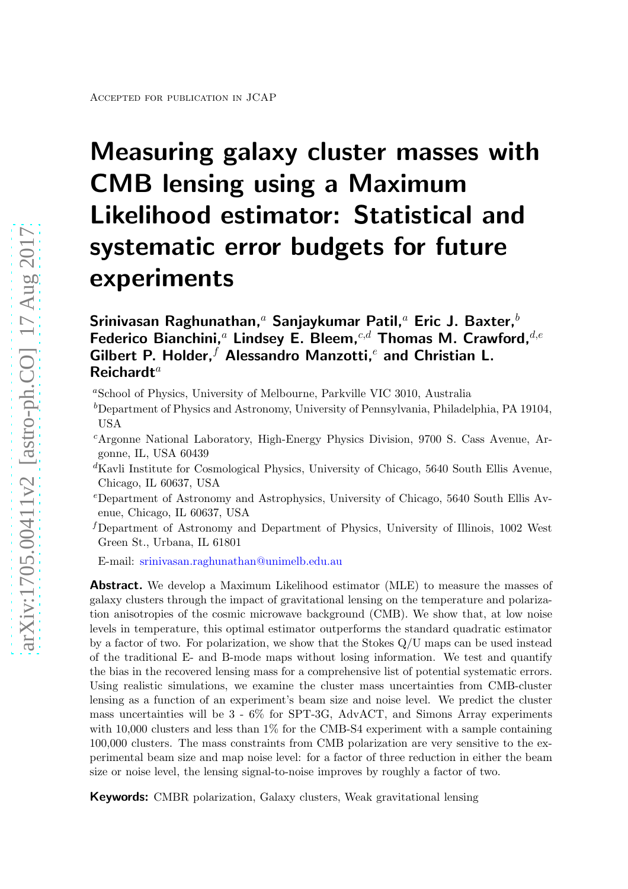Accepted for publication in JCAP

# Measuring galaxy cluster masses with CMB lensing using a Maximum Likelihood estimator: Statistical and systematic error budgets for future experiments

**Srinivasan Raghunathan,[a] Sanjaykumar Patil,[a] Eric J. Baxter,[b] Federico Bianchini,[a] Lindsey E. Bleem,[c,d] Thomas M. Crawford,[d,e] Gilbert P. Holder,[f] Alessandro Manzotti,[e] and Christian L. Reichardt[a]**

[a]School of Physics, University of Melbourne, Parkville VIC 3010, Australia

[b]Department of Physics and Astronomy, University of Pennsylvania, Philadelphia, PA 19104, USA

[c]Argonne National Laboratory, High-Energy Physics Division, 9700 S. Cass Avenue, Argonne, IL, USA 60439

[d]Kavli Institute for Cosmological Physics, University of Chicago, 5640 South Ellis Avenue, Chicago, IL 60637, USA

[e]Department of Astronomy and Astrophysics, University of Chicago, 5640 South Ellis Avenue, Chicago, IL 60637, USA

[f]Department of Astronomy and Department of Physics, University of Illinois, 1002 West Green St., Urbana, IL 61801

E-mail: srinivasan.raghunathan@unimelb.edu.au

**Abstract.** We develop a Maximum Likelihood estimator (MLE) to measure the masses of galaxy clusters through the impact of gravitational lensing on the temperature and polarization anisotropies of the cosmic microwave background (CMB). We show that, at low noise levels in temperature, this optimal estimator outperforms the standard quadratic estimator by a factor of two. For polarization, we show that the Stokes Q/U maps can be used instead of the traditional E- and B-mode maps without losing information. We test and quantify the bias in the recovered lensing mass for a comprehensive list of potential systematic errors. Using realistic simulations, we examine the cluster mass uncertainties from CMB-cluster lensing as a function of an experiment's beam size and noise level. We predict the cluster mass uncertainties will be 3 - 6% for SPT-3G, AdvACT, and Simons Array experiments with 10,000 clusters and less than 1% for the CMB-S4 experiment with a sample containing 100,000 clusters. The mass constraints from CMB polarization are very sensitive to the experimental beam size and map noise level: for a factor of three reduction in either the beam size or noise level, the lensing signal-to-noise improves by roughly a factor of two.

**Keywords:** CMBR polarization, Galaxy clusters, Weak gravitational lensing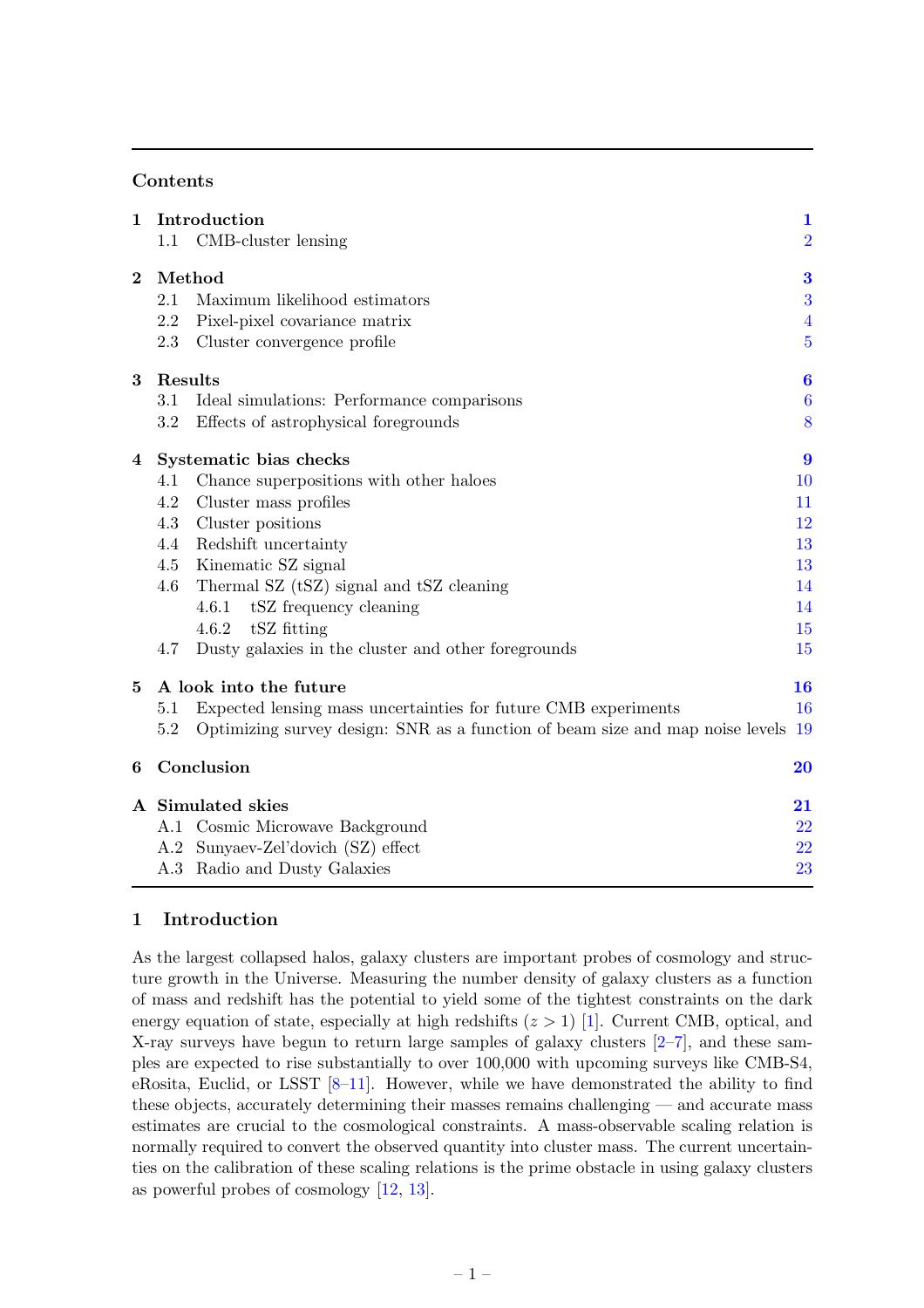## Contents

| | | |
|---|---|---|
| **1** | **Introduction** | **1** |
| | 1.1 CMB-cluster lensing | 2 |
| **2** | **Method** | **3** |
| | 2.1 Maximum likelihood estimators | 3 |
| | 2.2 Pixel-pixel covariance matrix | 4 |
| | 2.3 Cluster convergence profile | 5 |
| **3** | **Results** | **6** |
| | 3.1 Ideal simulations: Performance comparisons | 6 |
| | 3.2 Effects of astrophysical foregrounds | 8 |
| **4** | **Systematic bias checks** | **9** |
| | 4.1 Chance superpositions with other haloes | 10 |
| | 4.2 Cluster mass profiles | 11 |
| | 4.3 Cluster positions | 12 |
| | 4.4 Redshift uncertainty | 13 |
| | 4.5 Kinematic SZ signal | 13 |
| | 4.6 Thermal SZ (tSZ) signal and tSZ cleaning | 14 |
| | 4.6.1 tSZ frequency cleaning | 14 |
| | 4.6.2 tSZ fitting | 15 |
| | 4.7 Dusty galaxies in the cluster and other foregrounds | 15 |
| **5** | **A look into the future** | **16** |
| | 5.1 Expected lensing mass uncertainties for future CMB experiments | 16 |
| | 5.2 Optimizing survey design: SNR as a function of beam size and map noise levels | 19 |
| **6** | **Conclusion** | **20** |
| **A** | **Simulated skies** | **21** |
| | A.1 Cosmic Microwave Background | 22 |
| | A.2 Sunyaev-Zel'dovich (SZ) effect | 22 |
| | A.3 Radio and Dusty Galaxies | 23 |

## 1 Introduction

As the largest collapsed halos, galaxy clusters are important probes of cosmology and structure growth in the Universe. Measuring the number density of galaxy clusters as a function of mass and redshift has the potential to yield some of the tightest constraints on the dark energy equation of state, especially at high redshifts ($z > 1$) [1]. Current CMB, optical, and X-ray surveys have begun to return large samples of galaxy clusters [2–7], and these samples are expected to rise substantially to over 100,000 with upcoming surveys like CMB-S4, eRosita, Euclid, or LSST [8–11]. However, while we have demonstrated the ability to find these objects, accurately determining their masses remains challenging — and accurate mass estimates are crucial to the cosmological constraints. A mass-observable scaling relation is normally required to convert the observed quantity into cluster mass. The current uncertainties on the calibration of these scaling relations is the prime obstacle in using galaxy clusters as powerful probes of cosmology [12, 13].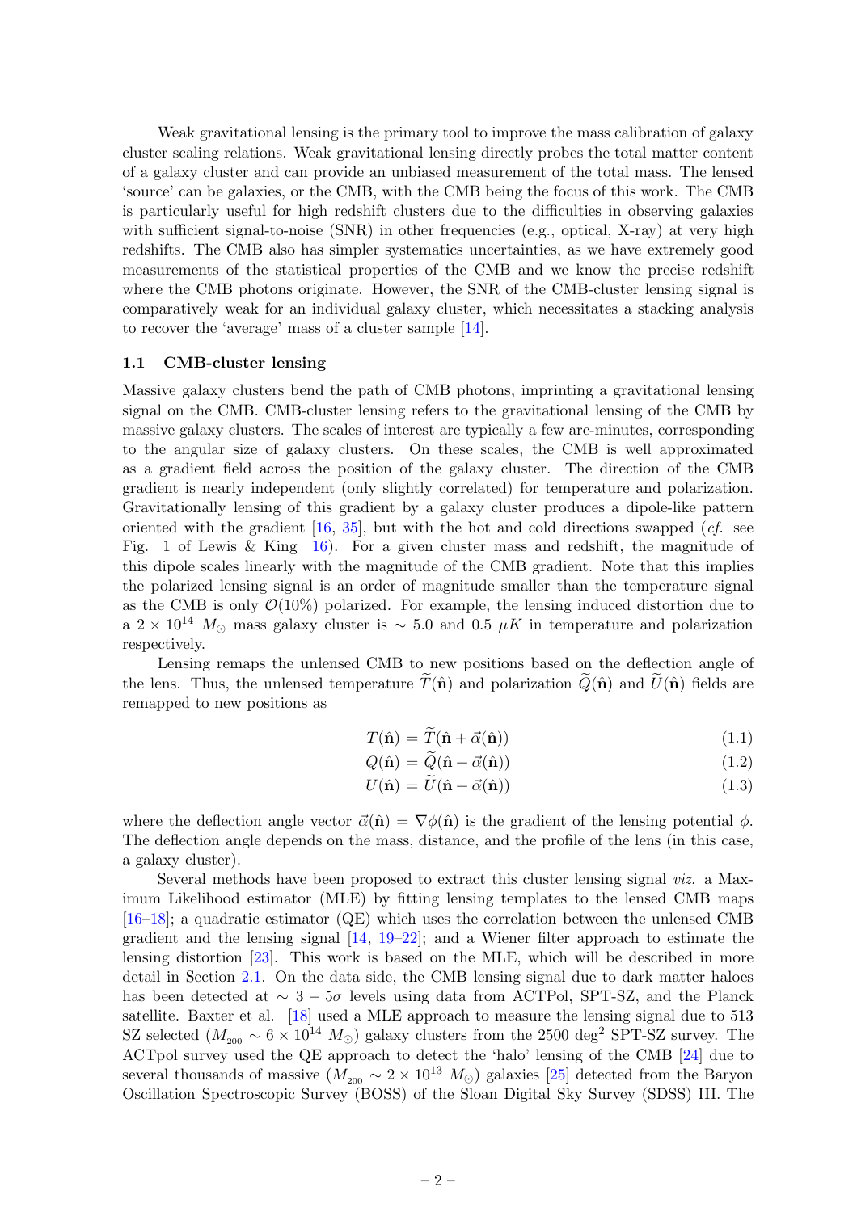Weak gravitational lensing is the primary tool to improve the mass calibration of galaxy cluster scaling relations. Weak gravitational lensing directly probes the total matter content of a galaxy cluster and can provide an unbiased measurement of the total mass. The lensed 'source' can be galaxies, or the CMB, with the CMB being the focus of this work. The CMB is particularly useful for high redshift clusters due to the difficulties in observing galaxies with sufficient signal-to-noise (SNR) in other frequencies (e.g., optical, X-ray) at very high redshifts. The CMB also has simpler systematics uncertainties, as we have extremely good measurements of the statistical properties of the CMB and we know the precise redshift where the CMB photons originate. However, the SNR of the CMB-cluster lensing signal is comparatively weak for an individual galaxy cluster, which necessitates a stacking analysis to recover the 'average' mass of a cluster sample [14].

### 1.1 CMB-cluster lensing

Massive galaxy clusters bend the path of CMB photons, imprinting a gravitational lensing signal on the CMB. CMB-cluster lensing refers to the gravitational lensing of the CMB by massive galaxy clusters. The scales of interest are typically a few arc-minutes, corresponding to the angular size of galaxy clusters. On these scales, the CMB is well approximated as a gradient field across the position of the galaxy cluster. The direction of the CMB gradient is nearly independent (only slightly correlated) for temperature and polarization. Gravitationally lensing of this gradient by a galaxy cluster produces a dipole-like pattern oriented with the gradient [16, 35], but with the hot and cold directions swapped (*cf.* see Fig. 1 of Lewis & King [16]). For a given cluster mass and redshift, the magnitude of this dipole scales linearly with the magnitude of the CMB gradient. Note that this implies the polarized lensing signal is an order of magnitude smaller than the temperature signal as the CMB is only $\mathcal{O}(10\%)$ polarized. For example, the lensing induced distortion due to a $2 \times 10^{14}\ M_{\odot}$ mass galaxy cluster is $\sim 5.0$ and $0.5\ \mu K$ in temperature and polarization respectively.

Lensing remaps the unlensed CMB to new positions based on the deflection angle of the lens. Thus, the unlensed temperature $\widetilde{T}(\hat{\mathbf{n}})$ and polarization $\widetilde{Q}(\hat{\mathbf{n}})$ and $\widetilde{U}(\hat{\mathbf{n}})$ fields are remapped to new positions as

$$T(\hat{\mathbf{n}}) = \widetilde{T}(\hat{\mathbf{n}} + \vec{\alpha}(\hat{\mathbf{n}})) \tag{1.1}$$

$$Q(\hat{\mathbf{n}}) = \widetilde{Q}(\hat{\mathbf{n}} + \vec{\alpha}(\hat{\mathbf{n}})) \tag{1.2}$$

$$U(\hat{\mathbf{n}}) = \widetilde{U}(\hat{\mathbf{n}} + \vec{\alpha}(\hat{\mathbf{n}})) \tag{1.3}$$

where the deflection angle vector $\vec{\alpha}(\hat{\mathbf{n}}) = \nabla\phi(\hat{\mathbf{n}})$ is the gradient of the lensing potential $\phi$. The deflection angle depends on the mass, distance, and the profile of the lens (in this case, a galaxy cluster).

Several methods have been proposed to extract this cluster lensing signal *viz.* a Maximum Likelihood estimator (MLE) by fitting lensing templates to the lensed CMB maps [16–18]; a quadratic estimator (QE) which uses the correlation between the unlensed CMB gradient and the lensing signal [14, 19–22]; and a Wiener filter approach to estimate the lensing distortion [23]. This work is based on the MLE, which will be described in more detail in Section 2.1. On the data side, the CMB lensing signal due to dark matter haloes has been detected at $\sim 3-5\sigma$ levels using data from ACTPol, SPT-SZ, and the Planck satellite. Baxter et al. [18] used a MLE approach to measure the lensing signal due to 513 SZ selected ($M_{200} \sim 6 \times 10^{14}\ M_{\odot}$) galaxy clusters from the 2500 deg$^2$ SPT-SZ survey. The ACTpol survey used the QE approach to detect the 'halo' lensing of the CMB [24] due to several thousands of massive ($M_{200} \sim 2 \times 10^{13}\ M_{\odot}$) galaxies [25] detected from the Baryon Oscillation Spectroscopic Survey (BOSS) of the Sloan Digital Sky Survey (SDSS) III. The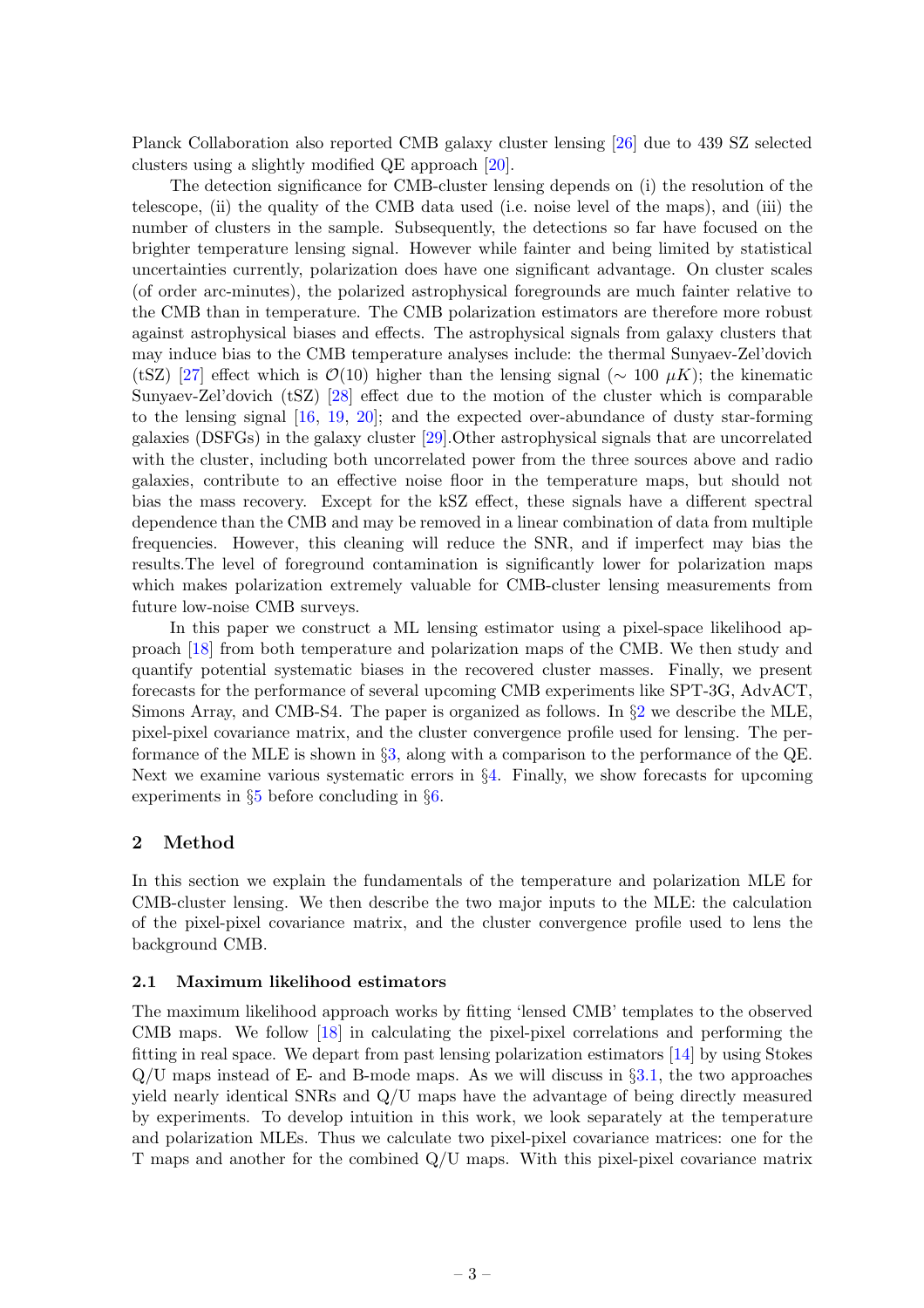Planck Collaboration also reported CMB galaxy cluster lensing [26] due to 439 SZ selected clusters using a slightly modified QE approach [20].

The detection significance for CMB-cluster lensing depends on (i) the resolution of the telescope, (ii) the quality of the CMB data used (i.e. noise level of the maps), and (iii) the number of clusters in the sample. Subsequently, the detections so far have focused on the brighter temperature lensing signal. However while fainter and being limited by statistical uncertainties currently, polarization does have one significant advantage. On cluster scales (of order arc-minutes), the polarized astrophysical foregrounds are much fainter relative to the CMB than in temperature. The CMB polarization estimators are therefore more robust against astrophysical biases and effects. The astrophysical signals from galaxy clusters that may induce bias to the CMB temperature analyses include: the thermal Sunyaev-Zel'dovich (tSZ) [27] effect which is $\mathcal{O}(10)$ higher than the lensing signal ($\sim$ 100 $\mu K$); the kinematic Sunyaev-Zel'dovich (tSZ) [28] effect due to the motion of the cluster which is comparable to the lensing signal [16, 19, 20]; and the expected over-abundance of dusty star-forming galaxies (DSFGs) in the galaxy cluster [29].Other astrophysical signals that are uncorrelated with the cluster, including both uncorrelated power from the three sources above and radio galaxies, contribute to an effective noise floor in the temperature maps, but should not bias the mass recovery. Except for the kSZ effect, these signals have a different spectral dependence than the CMB and may be removed in a linear combination of data from multiple frequencies. However, this cleaning will reduce the SNR, and if imperfect may bias the results.The level of foreground contamination is significantly lower for polarization maps which makes polarization extremely valuable for CMB-cluster lensing measurements from future low-noise CMB surveys.

In this paper we construct a ML lensing estimator using a pixel-space likelihood approach [18] from both temperature and polarization maps of the CMB. We then study and quantify potential systematic biases in the recovered cluster masses. Finally, we present forecasts for the performance of several upcoming CMB experiments like SPT-3G, AdvACT, Simons Array, and CMB-S4. The paper is organized as follows. In §2 we describe the MLE, pixel-pixel covariance matrix, and the cluster convergence profile used for lensing. The performance of the MLE is shown in §3, along with a comparison to the performance of the QE. Next we examine various systematic errors in §4. Finally, we show forecasts for upcoming experiments in §5 before concluding in §6.

## 2 Method

In this section we explain the fundamentals of the temperature and polarization MLE for CMB-cluster lensing. We then describe the two major inputs to the MLE: the calculation of the pixel-pixel covariance matrix, and the cluster convergence profile used to lens the background CMB.

### 2.1 Maximum likelihood estimators

The maximum likelihood approach works by fitting 'lensed CMB' templates to the observed CMB maps. We follow [18] in calculating the pixel-pixel correlations and performing the fitting in real space. We depart from past lensing polarization estimators [14] by using Stokes Q/U maps instead of E- and B-mode maps. As we will discuss in §3.1, the two approaches yield nearly identical SNRs and Q/U maps have the advantage of being directly measured by experiments. To develop intuition in this work, we look separately at the temperature and polarization MLEs. Thus we calculate two pixel-pixel covariance matrices: one for the T maps and another for the combined Q/U maps. With this pixel-pixel covariance matrix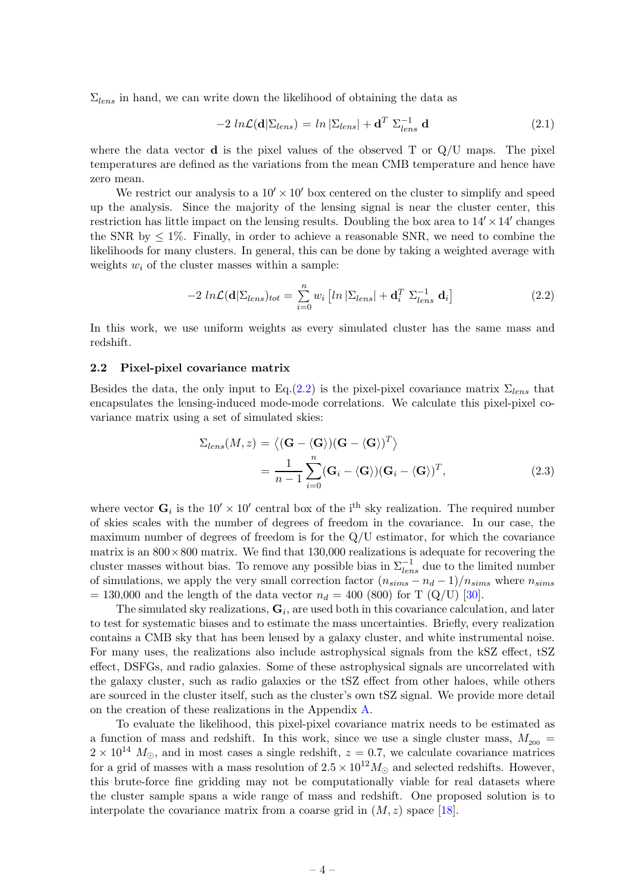$\Sigma_{lens}$ in hand, we can write down the likelihood of obtaining the data as

$$-2\, ln\mathcal{L}(\mathbf{d}|\Sigma_{lens}) = ln\,|\Sigma_{lens}| + \mathbf{d}^T\, \Sigma_{lens}^{-1}\, \mathbf{d} \tag{2.1}$$

where the data vector $\mathbf{d}$ is the pixel values of the observed T or Q/U maps. The pixel temperatures are defined as the variations from the mean CMB temperature and hence have zero mean.

We restrict our analysis to a $10' \times 10'$ box centered on the cluster to simplify and speed up the analysis. Since the majority of the lensing signal is near the cluster center, this restriction has little impact on the lensing results. Doubling the box area to $14' \times 14'$ changes the SNR by $\leq 1\%$. Finally, in order to achieve a reasonable SNR, we need to combine the likelihoods for many clusters. In general, this can be done by taking a weighted average with weights $w_i$ of the cluster masses within a sample:

$$-2\, ln\mathcal{L}(\mathbf{d}|\Sigma_{lens})_{tot} = \sum_{i=0}^{n} w_i \left[ln\,|\Sigma_{lens}| + \mathbf{d}_i^T\, \Sigma_{lens}^{-1}\, \mathbf{d}_i\right] \tag{2.2}$$

In this work, we use uniform weights as every simulated cluster has the same mass and redshift.

### 2.2 Pixel-pixel covariance matrix

Besides the data, the only input to Eq.(2.2) is the pixel-pixel covariance matrix $\Sigma_{lens}$ that encapsulates the lensing-induced mode-mode correlations. We calculate this pixel-pixel covariance matrix using a set of simulated skies:

$$\begin{aligned}
\Sigma_{lens}(M, z) &= \left\langle (\mathbf{G} - \langle \mathbf{G} \rangle)(\mathbf{G} - \langle \mathbf{G} \rangle)^T \right\rangle \\
&= \frac{1}{n-1} \sum_{i=0}^{n} (\mathbf{G}_i - \langle \mathbf{G} \rangle)(\mathbf{G}_i - \langle \mathbf{G} \rangle)^T,
\end{aligned} \tag{2.3}$$

where vector $\mathbf{G}_i$ is the $10' \times 10'$ central box of the i$^{\text{th}}$ sky realization. The required number of skies scales with the number of degrees of freedom in the covariance. In our case, the maximum number of degrees of freedom is for the Q/U estimator, for which the covariance matrix is an $800 \times 800$ matrix. We find that 130,000 realizations is adequate for recovering the cluster masses without bias. To remove any possible bias in $\Sigma_{lens}^{-1}$ due to the limited number of simulations, we apply the very small correction factor $(n_{sims} - n_d - 1)/n_{sims}$ where $n_{sims}$ = 130,000 and the length of the data vector $n_d$ = 400 (800) for T (Q/U) [30].

The simulated sky realizations, $\mathbf{G}_i$, are used both in this covariance calculation, and later to test for systematic biases and to estimate the mass uncertainties. Briefly, every realization contains a CMB sky that has been lensed by a galaxy cluster, and white instrumental noise. For many uses, the realizations also include astrophysical signals from the kSZ effect, tSZ effect, DSFGs, and radio galaxies. Some of these astrophysical signals are uncorrelated with the galaxy cluster, such as radio galaxies or the tSZ effect from other haloes, while others are sourced in the cluster itself, such as the cluster's own tSZ signal. We provide more detail on the creation of these realizations in the Appendix A.

To evaluate the likelihood, this pixel-pixel covariance matrix needs to be estimated as a function of mass and redshift. In this work, since we use a single cluster mass, $M_{200} = 2 \times 10^{14}\ M_\odot$, and in most cases a single redshift, $z = 0.7$, we calculate covariance matrices for a grid of masses with a mass resolution of $2.5 \times 10^{12} M_\odot$ and selected redshifts. However, this brute-force fine gridding may not be computationally viable for real datasets where the cluster sample spans a wide range of mass and redshift. One proposed solution is to interpolate the covariance matrix from a coarse grid in $(M, z)$ space [18].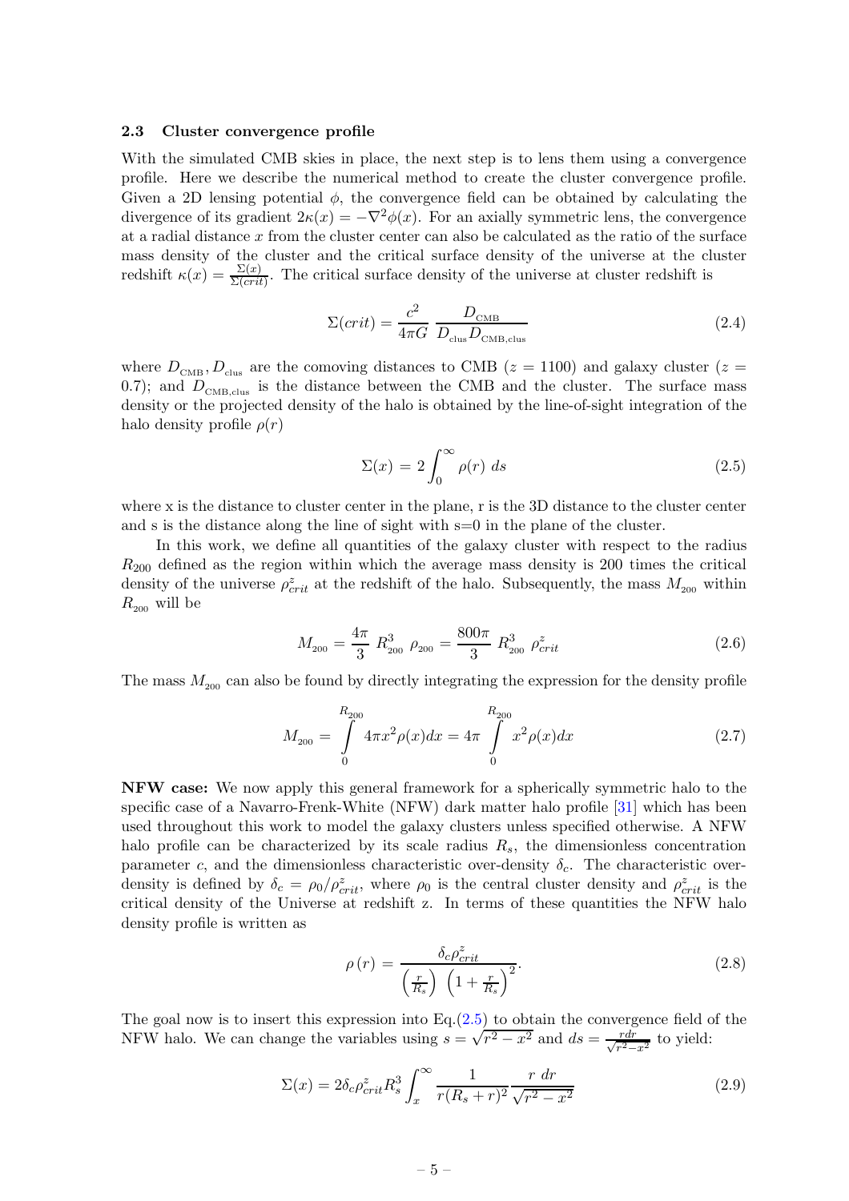### 2.3 Cluster convergence profile

With the simulated CMB skies in place, the next step is to lens them using a convergence profile. Here we describe the numerical method to create the cluster convergence profile. Given a 2D lensing potential $\phi$, the convergence field can be obtained by calculating the divergence of its gradient $2\kappa(x) = -\nabla^2\phi(x)$. For an axially symmetric lens, the convergence at a radial distance $x$ from the cluster center can also be calculated as the ratio of the surface mass density of the cluster and the critical surface density of the universe at the cluster redshift $\kappa(x) = \frac{\Sigma(x)}{\Sigma(crit)}$. The critical surface density of the universe at cluster redshift is

$$\Sigma(crit) = \frac{c^2}{4\pi G} \frac{D_{\rm CMB}}{D_{\rm clus} D_{\rm CMB,clus}} \tag{2.4}$$

where $D_{\rm CMB}, D_{\rm clus}$ are the comoving distances to CMB ($z = 1100$) and galaxy cluster ($z = 0.7$); and $D_{\rm CMB,clus}$ is the distance between the CMB and the cluster. The surface mass density or the projected density of the halo is obtained by the line-of-sight integration of the halo density profile $\rho(r)$

$$\Sigma(x) = 2\int_0^\infty \rho(r)\ ds \tag{2.5}$$

where x is the distance to cluster center in the plane, r is the 3D distance to the cluster center and s is the distance along the line of sight with s=0 in the plane of the cluster.

In this work, we define all quantities of the galaxy cluster with respect to the radius $R_{200}$ defined as the region within which the average mass density is 200 times the critical density of the universe $\rho^z_{crit}$ at the redshift of the halo. Subsequently, the mass $M_{200}$ within $R_{200}$ will be

$$M_{200} = \frac{4\pi}{3}\ R^3_{200}\ \rho_{200} = \frac{800\pi}{3}\ R^3_{200}\ \rho^z_{crit} \tag{2.6}$$

The mass $M_{200}$ can also be found by directly integrating the expression for the density profile

$$M_{200} = \int_0^{R_{200}} 4\pi x^2 \rho(x) dx = 4\pi \int_0^{R_{200}} x^2 \rho(x) dx \tag{2.7}$$

**NFW case:** We now apply this general framework for a spherically symmetric halo to the specific case of a Navarro-Frenk-White (NFW) dark matter halo profile [31] which has been used throughout this work to model the galaxy clusters unless specified otherwise. A NFW halo profile can be characterized by its scale radius $R_s$, the dimensionless concentration parameter $c$, and the dimensionless characteristic over-density $\delta_c$. The characteristic over-density is defined by $\delta_c = \rho_0/\rho^z_{crit}$, where $\rho_0$ is the central cluster density and $\rho^z_{crit}$ is the critical density of the Universe at redshift z. In terms of these quantities the NFW halo density profile is written as

$$\rho\left(r\right) = \frac{\delta_c \rho^z_{crit}}{\left(\frac{r}{R_s}\right)\ \left(1+\frac{r}{R_s}\right)^2}. \tag{2.8}$$

The goal now is to insert this expression into Eq.(2.5) to obtain the convergence field of the NFW halo. We can change the variables using $s = \sqrt{r^2 - x^2}$ and $ds = \frac{r dr}{\sqrt{r^2-x^2}}$ to yield:

$$\Sigma(x) = 2\delta_c \rho^z_{crit} R^3_s \int_x^\infty \frac{1}{r(R_s + r)^2} \frac{r\ dr}{\sqrt{r^2 - x^2}} \tag{2.9}$$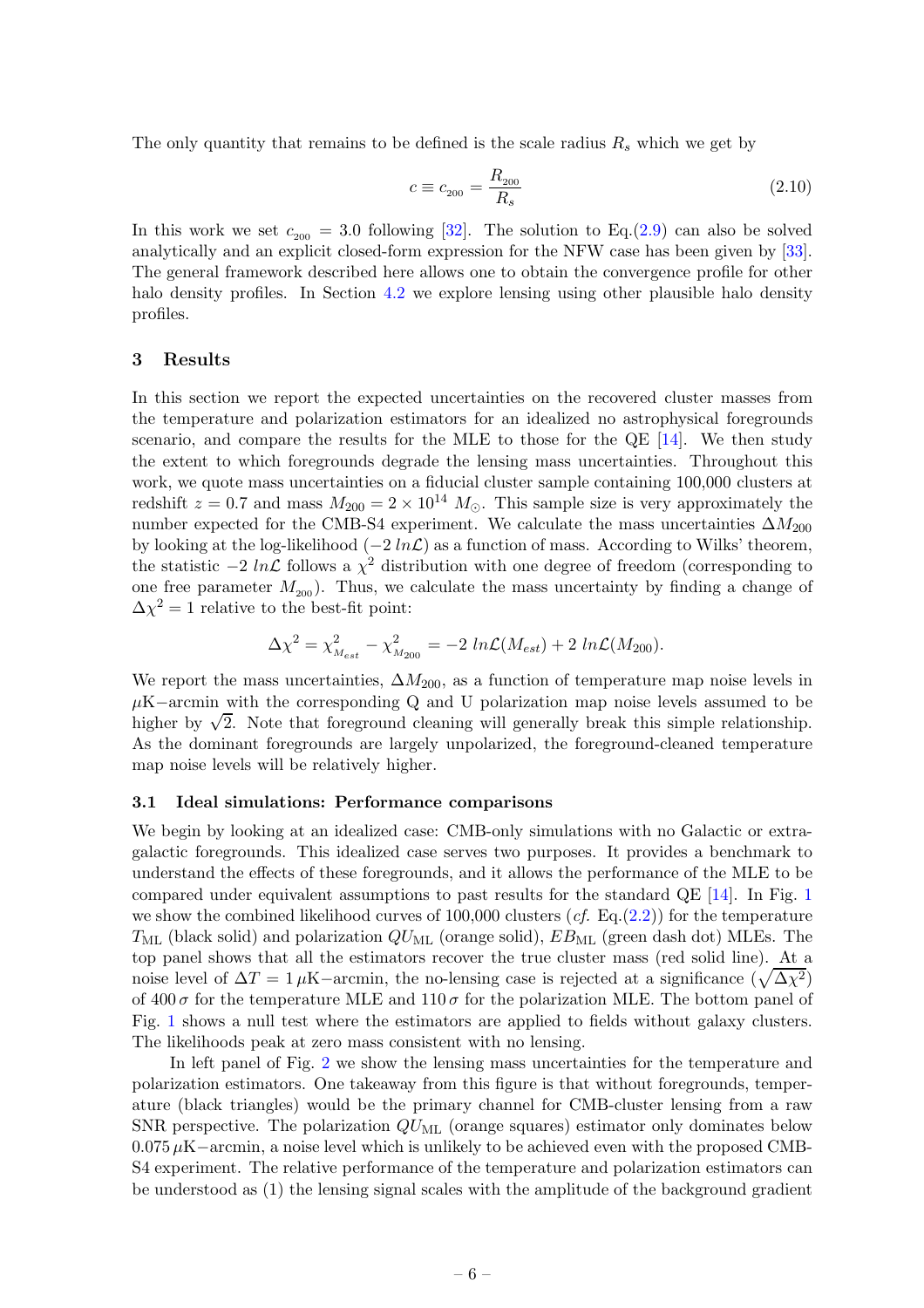The only quantity that remains to be defined is the scale radius $R_s$ which we get by

$$c \equiv c_{200} = \frac{R_{200}}{R_s} \tag{2.10}$$

In this work we set $c_{200} = 3.0$ following [32]. The solution to Eq.(2.9) can also be solved analytically and an explicit closed-form expression for the NFW case has been given by [33]. The general framework described here allows one to obtain the convergence profile for other halo density profiles. In Section 4.2 we explore lensing using other plausible halo density profiles.

## 3 Results

In this section we report the expected uncertainties on the recovered cluster masses from the temperature and polarization estimators for an idealized no astrophysical foregrounds scenario, and compare the results for the MLE to those for the QE [14]. We then study the extent to which foregrounds degrade the lensing mass uncertainties. Throughout this work, we quote mass uncertainties on a fiducial cluster sample containing 100,000 clusters at redshift $z = 0.7$ and mass $M_{200} = 2 \times 10^{14}\ M_{\odot}$. This sample size is very approximately the number expected for the CMB-S4 experiment. We calculate the mass uncertainties $\Delta M_{200}$ by looking at the log-likelihood ($-2\ ln\mathcal{L}$) as a function of mass. According to Wilks' theorem, the statistic $-2\ ln\mathcal{L}$ follows a $\chi^2$ distribution with one degree of freedom (corresponding to one free parameter $M_{200}$). Thus, we calculate the mass uncertainty by finding a change of $\Delta\chi^2 = 1$ relative to the best-fit point:

$$\Delta\chi^2 = \chi^2_{M_{est}} - \chi^2_{M_{200}} = -2\ ln\mathcal{L}(M_{est}) + 2\ ln\mathcal{L}(M_{200}).$$

We report the mass uncertainties, $\Delta M_{200}$, as a function of temperature map noise levels in $\mu$K$-$arcmin with the corresponding Q and U polarization map noise levels assumed to be higher by $\sqrt{2}$. Note that foreground cleaning will generally break this simple relationship. As the dominant foregrounds are largely unpolarized, the foreground-cleaned temperature map noise levels will be relatively higher.

### 3.1 Ideal simulations: Performance comparisons

We begin by looking at an idealized case: CMB-only simulations with no Galactic or extra-galactic foregrounds. This idealized case serves two purposes. It provides a benchmark to understand the effects of these foregrounds, and it allows the performance of the MLE to be compared under equivalent assumptions to past results for the standard QE [14]. In Fig. 1 we show the combined likelihood curves of 100,000 clusters (*cf.* Eq.(2.2)) for the temperature $T_{\rm ML}$ (black solid) and polarization $QU_{\rm ML}$ (orange solid), $EB_{\rm ML}$ (green dash dot) MLEs. The top panel shows that all the estimators recover the true cluster mass (red solid line). At a noise level of $\Delta T = 1\,\mu$K$-$arcmin, the no-lensing case is rejected at a significance ($\sqrt{\Delta\chi^2}$) of $400\,\sigma$ for the temperature MLE and $110\,\sigma$ for the polarization MLE. The bottom panel of Fig. 1 shows a null test where the estimators are applied to fields without galaxy clusters. The likelihoods peak at zero mass consistent with no lensing.

In left panel of Fig. 2 we show the lensing mass uncertainties for the temperature and polarization estimators. One takeaway from this figure is that without foregrounds, temperature (black triangles) would be the primary channel for CMB-cluster lensing from a raw SNR perspective. The polarization $QU_{\rm ML}$ (orange squares) estimator only dominates below $0.075\,\mu$K$-$arcmin, a noise level which is unlikely to be achieved even with the proposed CMB-S4 experiment. The relative performance of the temperature and polarization estimators can be understood as (1) the lensing signal scales with the amplitude of the background gradient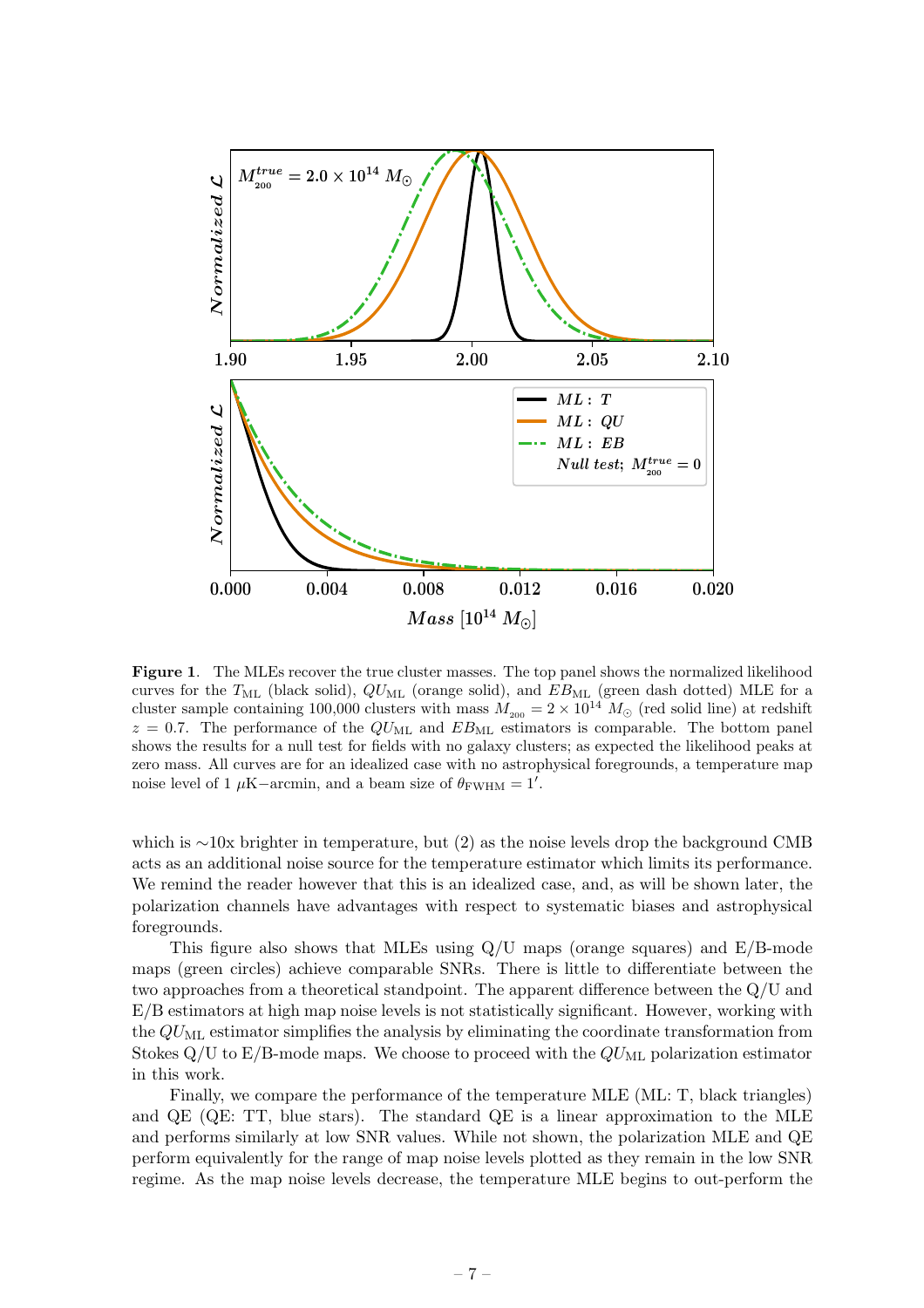$M_{200}^{true} = 2.0 \times 10^{14}\ M_\odot$

Normalized $\mathcal{L}$

1.90 1.95 2.00 2.05 2.10

Normalized $\mathcal{L}$

ML : T
ML : QU
ML : EB
Null test; $M_{200}^{true} = 0$

0.000 0.004 0.008 0.012 0.016 0.020

Mass $[10^{14}\ M_\odot]$

**Figure 1**. The MLEs recover the true cluster masses. The top panel shows the normalized likelihood curves for the $T_{\rm ML}$ (black solid), $QU_{\rm ML}$ (orange solid), and $EB_{\rm ML}$ (green dash dotted) MLE for a cluster sample containing 100,000 clusters with mass $M_{200} = 2 \times 10^{14}\ M_\odot$ (red solid line) at redshift $z = 0.7$. The performance of the $QU_{\rm ML}$ and $EB_{\rm ML}$ estimators is comparable. The bottom panel shows the results for a null test for fields with no galaxy clusters; as expected the likelihood peaks at zero mass. All curves are for an idealized case with no astrophysical foregrounds, a temperature map noise level of 1 $\mu$K−arcmin, and a beam size of $\theta_{\rm FWHM} = 1'$.

which is ∼10x brighter in temperature, but (2) as the noise levels drop the background CMB acts as an additional noise source for the temperature estimator which limits its performance. We remind the reader however that this is an idealized case, and, as will be shown later, the polarization channels have advantages with respect to systematic biases and astrophysical foregrounds.

This figure also shows that MLEs using Q/U maps (orange squares) and E/B-mode maps (green circles) achieve comparable SNRs. There is little to differentiate between the two approaches from a theoretical standpoint. The apparent difference between the Q/U and E/B estimators at high map noise levels is not statistically significant. However, working with the $QU_{\rm ML}$ estimator simplifies the analysis by eliminating the coordinate transformation from Stokes Q/U to E/B-mode maps. We choose to proceed with the $QU_{\rm ML}$ polarization estimator in this work.

Finally, we compare the performance of the temperature MLE (ML: T, black triangles) and QE (QE: TT, blue stars). The standard QE is a linear approximation to the MLE and performs similarly at low SNR values. While not shown, the polarization MLE and QE perform equivalently for the range of map noise levels plotted as they remain in the low SNR regime. As the map noise levels decrease, the temperature MLE begins to out-perform the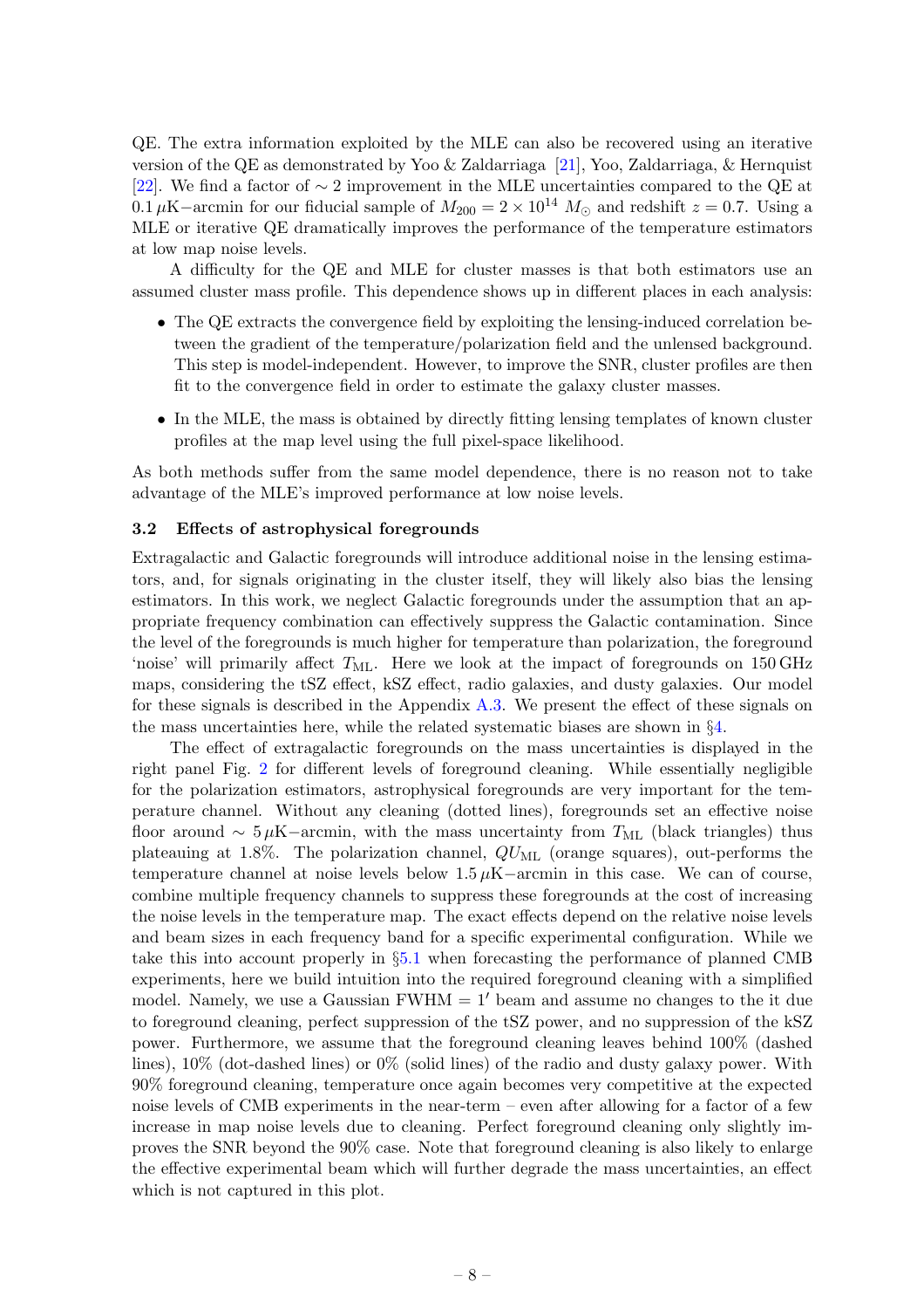QE. The extra information exploited by the MLE can also be recovered using an iterative version of the QE as demonstrated by Yoo & Zaldarriaga [21], Yoo, Zaldarriaga, & Hernquist [22]. We find a factor of $\sim 2$ improvement in the MLE uncertainties compared to the QE at $0.1\,\mu$K$-$arcmin for our fiducial sample of $M_{200} = 2 \times 10^{14}\ M_\odot$ and redshift $z = 0.7$. Using a MLE or iterative QE dramatically improves the performance of the temperature estimators at low map noise levels.

A difficulty for the QE and MLE for cluster masses is that both estimators use an assumed cluster mass profile. This dependence shows up in different places in each analysis:

- The QE extracts the convergence field by exploiting the lensing-induced correlation between the gradient of the temperature/polarization field and the unlensed background. This step is model-independent. However, to improve the SNR, cluster profiles are then fit to the convergence field in order to estimate the galaxy cluster masses.
- In the MLE, the mass is obtained by directly fitting lensing templates of known cluster profiles at the map level using the full pixel-space likelihood.

As both methods suffer from the same model dependence, there is no reason not to take advantage of the MLE's improved performance at low noise levels.

### 3.2 Effects of astrophysical foregrounds

Extragalactic and Galactic foregrounds will introduce additional noise in the lensing estimators, and, for signals originating in the cluster itself, they will likely also bias the lensing estimators. In this work, we neglect Galactic foregrounds under the assumption that an appropriate frequency combination can effectively suppress the Galactic contamination. Since the level of the foregrounds is much higher for temperature than polarization, the foreground 'noise' will primarily affect $T_{\rm ML}$. Here we look at the impact of foregrounds on 150 GHz maps, considering the tSZ effect, kSZ effect, radio galaxies, and dusty galaxies. Our model for these signals is described in the Appendix A.3. We present the effect of these signals on the mass uncertainties here, while the related systematic biases are shown in §4.

The effect of extragalactic foregrounds on the mass uncertainties is displayed in the right panel Fig. 2 for different levels of foreground cleaning. While essentially negligible for the polarization estimators, astrophysical foregrounds are very important for the temperature channel. Without any cleaning (dotted lines), foregrounds set an effective noise floor around $\sim 5\,\mu$K$-$arcmin, with the mass uncertainty from $T_{\rm ML}$ (black triangles) thus plateauing at 1.8%. The polarization channel, $QU_{\rm ML}$ (orange squares), out-performs the temperature channel at noise levels below $1.5\,\mu$K$-$arcmin in this case. We can of course, combine multiple frequency channels to suppress these foregrounds at the cost of increasing the noise levels in the temperature map. The exact effects depend on the relative noise levels and beam sizes in each frequency band for a specific experimental configuration. While we take this into account properly in §5.1 when forecasting the performance of planned CMB experiments, here we build intuition into the required foreground cleaning with a simplified model. Namely, we use a Gaussian FWHM $= 1'$ beam and assume no changes to the it due to foreground cleaning, perfect suppression of the tSZ power, and no suppression of the kSZ power. Furthermore, we assume that the foreground cleaning leaves behind 100% (dashed lines), 10% (dot-dashed lines) or 0% (solid lines) of the radio and dusty galaxy power. With 90% foreground cleaning, temperature once again becomes very competitive at the expected noise levels of CMB experiments in the near-term – even after allowing for a factor of a few increase in map noise levels due to cleaning. Perfect foreground cleaning only slightly improves the SNR beyond the 90% case. Note that foreground cleaning is also likely to enlarge the effective experimental beam which will further degrade the mass uncertainties, an effect which is not captured in this plot.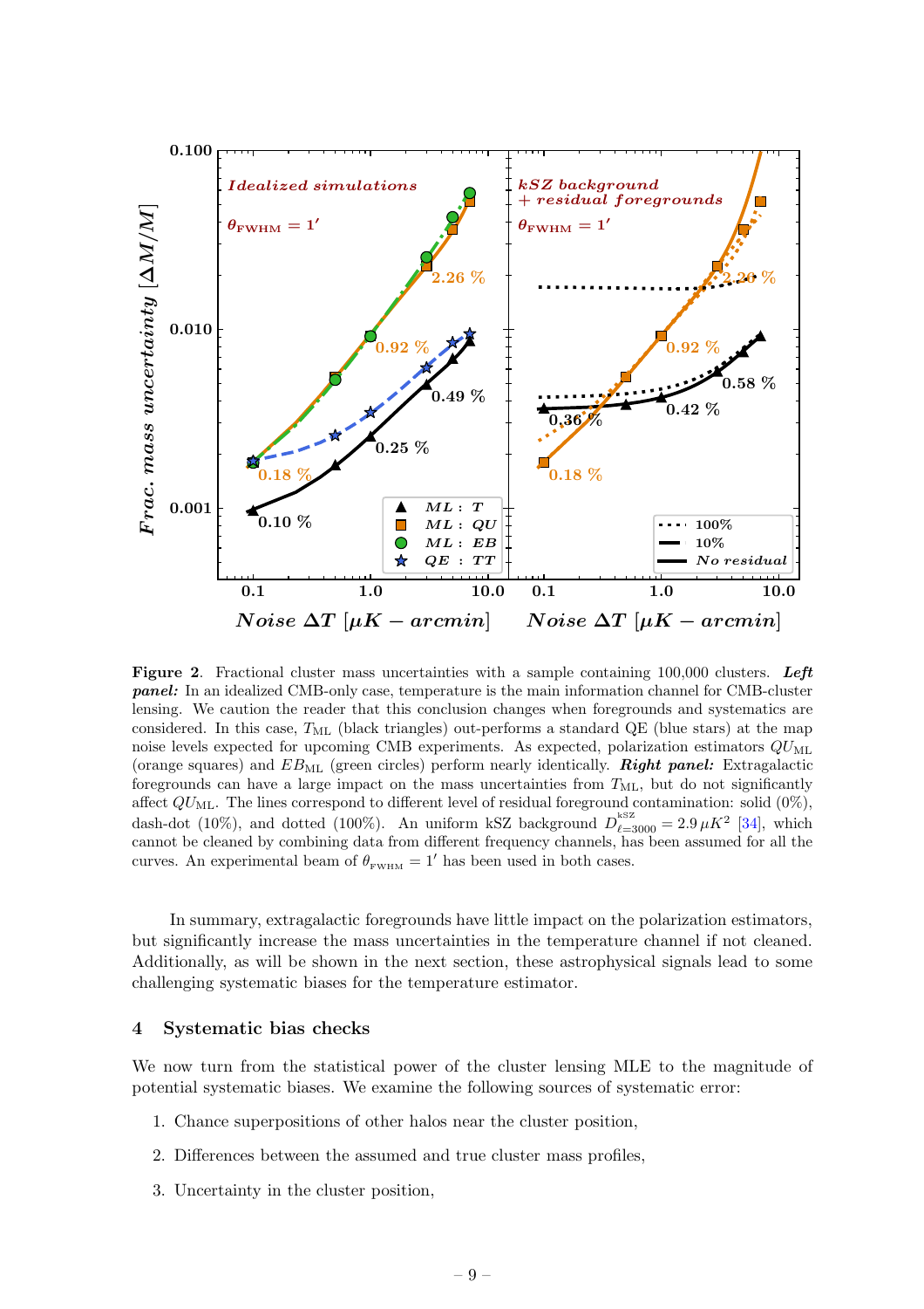Idealized simulations

$\theta_{\rm FWHM} = 1'$

0.18 %

0.10 %

0.25 %

0.49 %

0.92 %

2.26 %

ML : T

ML : QU

ML : EB

QE : TT

kSZ background
+ residual foregrounds

$\theta_{\rm FWHM} = 1'$

0.18 %

0.36 %

0.42 %

0.58 %

0.92 %

2.26 %

100%

10%

No residual

Frac. mass uncertainty $[\Delta M/M]$

0.001

0.010

0.100

Noise $\Delta T$ $[\mu K - arcmin]$

0.1

1.0

10.0

**Figure 2**. Fractional cluster mass uncertainties with a sample containing 100,000 clusters. ***Left panel:*** In an idealized CMB-only case, temperature is the main information channel for CMB-cluster lensing. We caution the reader that this conclusion changes when foregrounds and systematics are considered. In this case, $T_{\rm ML}$ (black triangles) out-performs a standard QE (blue stars) at the map noise levels expected for upcoming CMB experiments. As expected, polarization estimators $QU_{\rm ML}$ (orange squares) and $EB_{\rm ML}$ (green circles) perform nearly identically. ***Right panel:*** Extragalactic foregrounds can have a large impact on the mass uncertainties from $T_{\rm ML}$, but do not significantly affect $QU_{\rm ML}$. The lines correspond to different level of residual foreground contamination: solid (0%), dash-dot (10%), and dotted (100%). An uniform kSZ background $D_{\ell=3000}^{\rm kSZ} = 2.9\,\mu K^2$ [34], which cannot be cleaned by combining data from different frequency channels, has been assumed for all the curves. An experimental beam of $\theta_{\rm FWHM} = 1'$ has been used in both cases.

In summary, extragalactic foregrounds have little impact on the polarization estimators, but significantly increase the mass uncertainties in the temperature channel if not cleaned. Additionally, as will be shown in the next section, these astrophysical signals lead to some challenging systematic biases for the temperature estimator.

## 4 Systematic bias checks

We now turn from the statistical power of the cluster lensing MLE to the magnitude of potential systematic biases. We examine the following sources of systematic error:

1. Chance superpositions of other halos near the cluster position,
2. Differences between the assumed and true cluster mass profiles,
3. Uncertainty in the cluster position,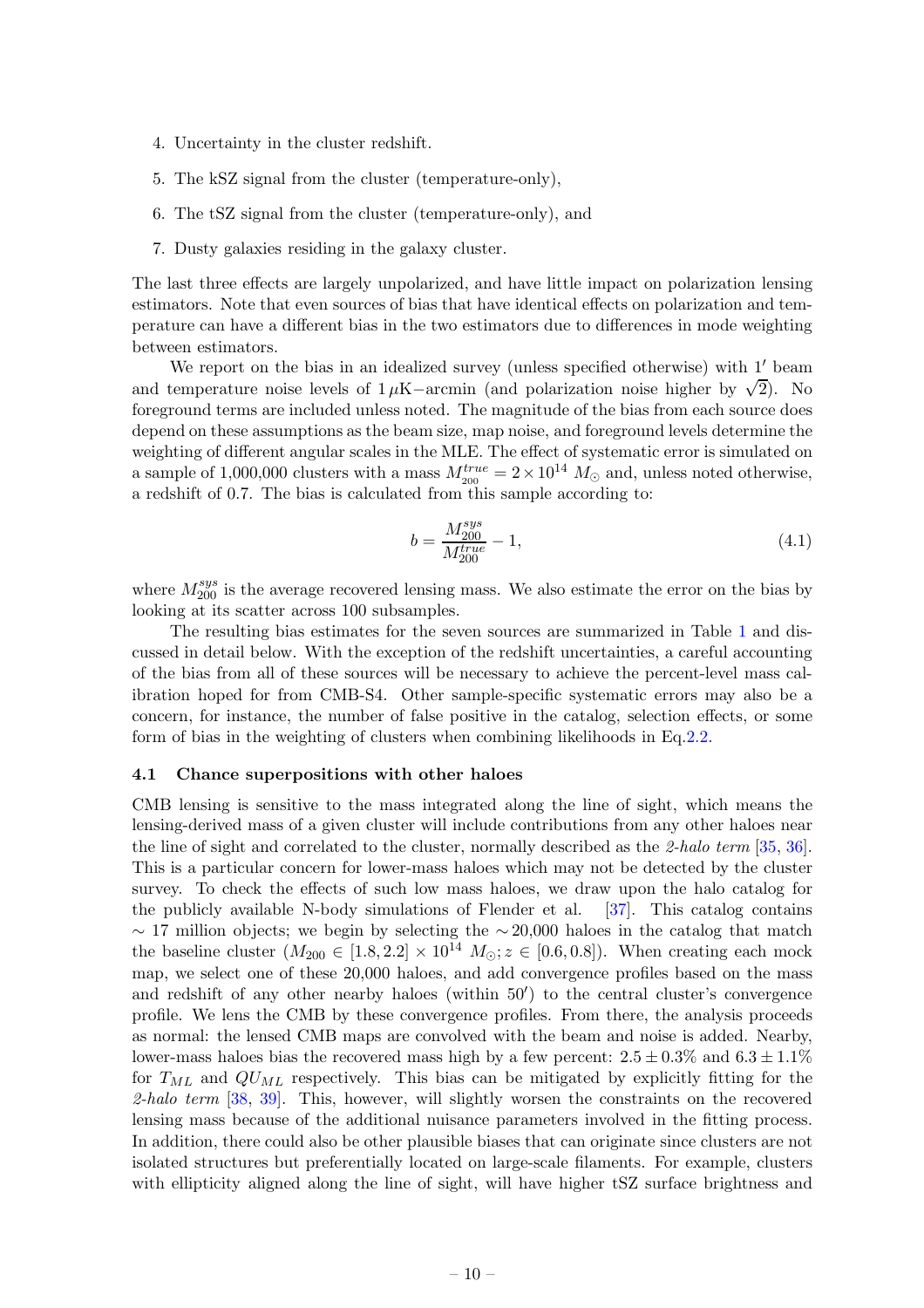4. Uncertainty in the cluster redshift.
5. The kSZ signal from the cluster (temperature-only),
6. The tSZ signal from the cluster (temperature-only), and
7. Dusty galaxies residing in the galaxy cluster.

The last three effects are largely unpolarized, and have little impact on polarization lensing estimators. Note that even sources of bias that have identical effects on polarization and temperature can have a different bias in the two estimators due to differences in mode weighting between estimators.

We report on the bias in an idealized survey (unless specified otherwise) with $1'$ beam and temperature noise levels of $1\,\mu$K−arcmin (and polarization noise higher by $\sqrt{2}$). No foreground terms are included unless noted. The magnitude of the bias from each source does depend on these assumptions as the beam size, map noise, and foreground levels determine the weighting of different angular scales in the MLE. The effect of systematic error is simulated on a sample of 1,000,000 clusters with a mass $M_{200}^{true} = 2 \times 10^{14}\ M_{\odot}$ and, unless noted otherwise, a redshift of 0.7. The bias is calculated from this sample according to:

$$b = \frac{M_{200}^{sys}}{M_{200}^{true}} - 1, \tag{4.1}$$

where $M_{200}^{sys}$ is the average recovered lensing mass. We also estimate the error on the bias by looking at its scatter across 100 subsamples.

The resulting bias estimates for the seven sources are summarized in Table 1 and discussed in detail below. With the exception of the redshift uncertainties, a careful accounting of the bias from all of these sources will be necessary to achieve the percent-level mass calibration hoped for from CMB-S4. Other sample-specific systematic errors may also be a concern, for instance, the number of false positive in the catalog, selection effects, or some form of bias in the weighting of clusters when combining likelihoods in Eq.2.2.

### 4.1 Chance superpositions with other haloes

CMB lensing is sensitive to the mass integrated along the line of sight, which means the lensing-derived mass of a given cluster will include contributions from any other haloes near the line of sight and correlated to the cluster, normally described as the *2-halo term* [35, 36]. This is a particular concern for lower-mass haloes which may not be detected by the cluster survey. To check the effects of such low mass haloes, we draw upon the halo catalog for the publicly available N-body simulations of Flender et al. [37]. This catalog contains $\sim 17$ million objects; we begin by selecting the $\sim 20{,}000$ haloes in the catalog that match the baseline cluster ($M_{200} \in [1.8, 2.2] \times 10^{14}\ M_{\odot}; z \in [0.6, 0.8]$). When creating each mock map, we select one of these 20,000 haloes, and add convergence profiles based on the mass and redshift of any other nearby haloes (within $50'$) to the central cluster's convergence profile. We lens the CMB by these convergence profiles. From there, the analysis proceeds as normal: the lensed CMB maps are convolved with the beam and noise is added. Nearby, lower-mass haloes bias the recovered mass high by a few percent: $2.5 \pm 0.3\%$ and $6.3 \pm 1.1\%$ for $T_{ML}$ and $QU_{ML}$ respectively. This bias can be mitigated by explicitly fitting for the *2-halo term* [38, 39]. This, however, will slightly worsen the constraints on the recovered lensing mass because of the additional nuisance parameters involved in the fitting process. In addition, there could also be other plausible biases that can originate since clusters are not isolated structures but preferentially located on large-scale filaments. For example, clusters with ellipticity aligned along the line of sight, will have higher tSZ surface brightness and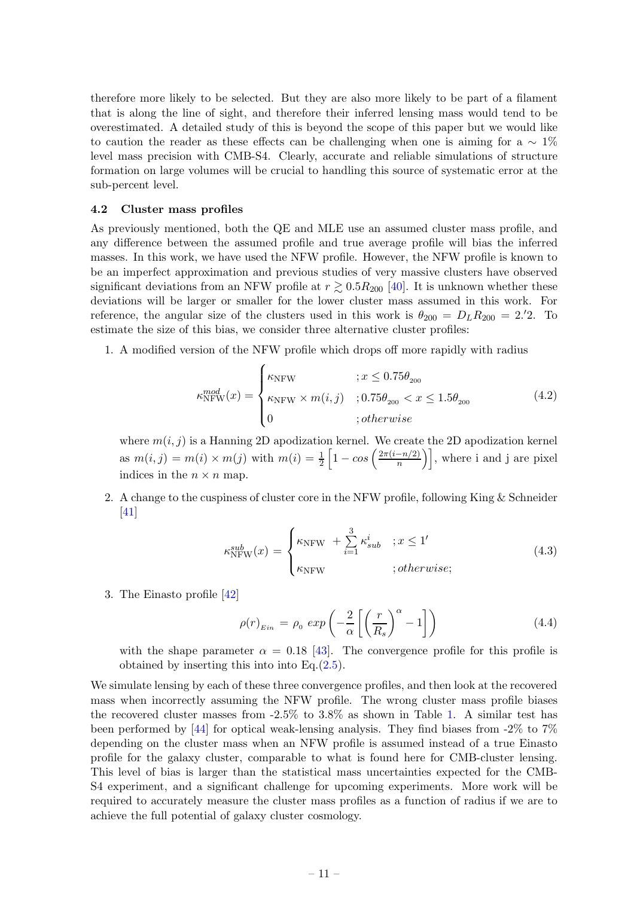therefore more likely to be selected. But they are also more likely to be part of a filament that is along the line of sight, and therefore their inferred lensing mass would tend to be overestimated. A detailed study of this is beyond the scope of this paper but we would like to caution the reader as these effects can be challenging when one is aiming for a $\sim 1\%$ level mass precision with CMB-S4. Clearly, accurate and reliable simulations of structure formation on large volumes will be crucial to handling this source of systematic error at the sub-percent level.

### 4.2 Cluster mass profiles

As previously mentioned, both the QE and MLE use an assumed cluster mass profile, and any difference between the assumed profile and true average profile will bias the inferred masses. In this work, we have used the NFW profile. However, the NFW profile is known to be an imperfect approximation and previous studies of very massive clusters have observed significant deviations from an NFW profile at $r \gtrsim 0.5R_{200}$ [40]. It is unknown whether these deviations will be larger or smaller for the lower cluster mass assumed in this work. For reference, the angular size of the clusters used in this work is $\theta_{200} = D_L R_{200} = 2.'2$. To estimate the size of this bias, we consider three alternative cluster profiles:

1. A modified version of the NFW profile which drops off more rapidly with radius

$$\kappa^{mod}_{\rm NFW}(x) = \begin{cases} \kappa_{\rm NFW} & ; x \leq 0.75\theta_{_{200}} \\ \kappa_{\rm NFW} \times m(i,j) & ; 0.75\theta_{_{200}} < x \leq 1.5\theta_{_{200}} \\ 0 & ; otherwise \end{cases} \tag{4.2}$$

   where $m(i,j)$ is a Hanning 2D apodization kernel. We create the 2D apodization kernel as $m(i,j) = m(i) \times m(j)$ with $m(i) = \frac{1}{2}\left[1 - cos\left(\frac{2\pi(i-n/2)}{n}\right)\right]$, where i and j are pixel indices in the $n \times n$ map.

2. A change to the cuspiness of cluster core in the NFW profile, following King & Schneider [41]

$$\kappa^{sub}_{\rm NFW}(x) = \begin{cases} \kappa_{\rm NFW} + \sum\limits_{i=1}^{3} \kappa^{i}_{sub} & ; x \leq 1' \\ \kappa_{\rm NFW} & ; otherwise; \end{cases} \tag{4.3}$$

3. The Einasto profile [42]

$$\rho(r)_{_{Ein}} = \rho_{_0}\; exp\left(-\frac{2}{\alpha}\left[\left(\frac{r}{R_s}\right)^{\alpha} - 1\right]\right) \tag{4.4}$$

   with the shape parameter $\alpha = 0.18$ [43]. The convergence profile for this profile is obtained by inserting this into into Eq.(2.5).

We simulate lensing by each of these three convergence profiles, and then look at the recovered mass when incorrectly assuming the NFW profile. The wrong cluster mass profile biases the recovered cluster masses from -2.5% to 3.8% as shown in Table 1. A similar test has been performed by [44] for optical weak-lensing analysis. They find biases from -2% to 7% depending on the cluster mass when an NFW profile is assumed instead of a true Einasto profile for the galaxy cluster, comparable to what is found here for CMB-cluster lensing. This level of bias is larger than the statistical mass uncertainties expected for the CMB-S4 experiment, and a significant challenge for upcoming experiments. More work will be required to accurately measure the cluster mass profiles as a function of radius if we are to achieve the full potential of galaxy cluster cosmology.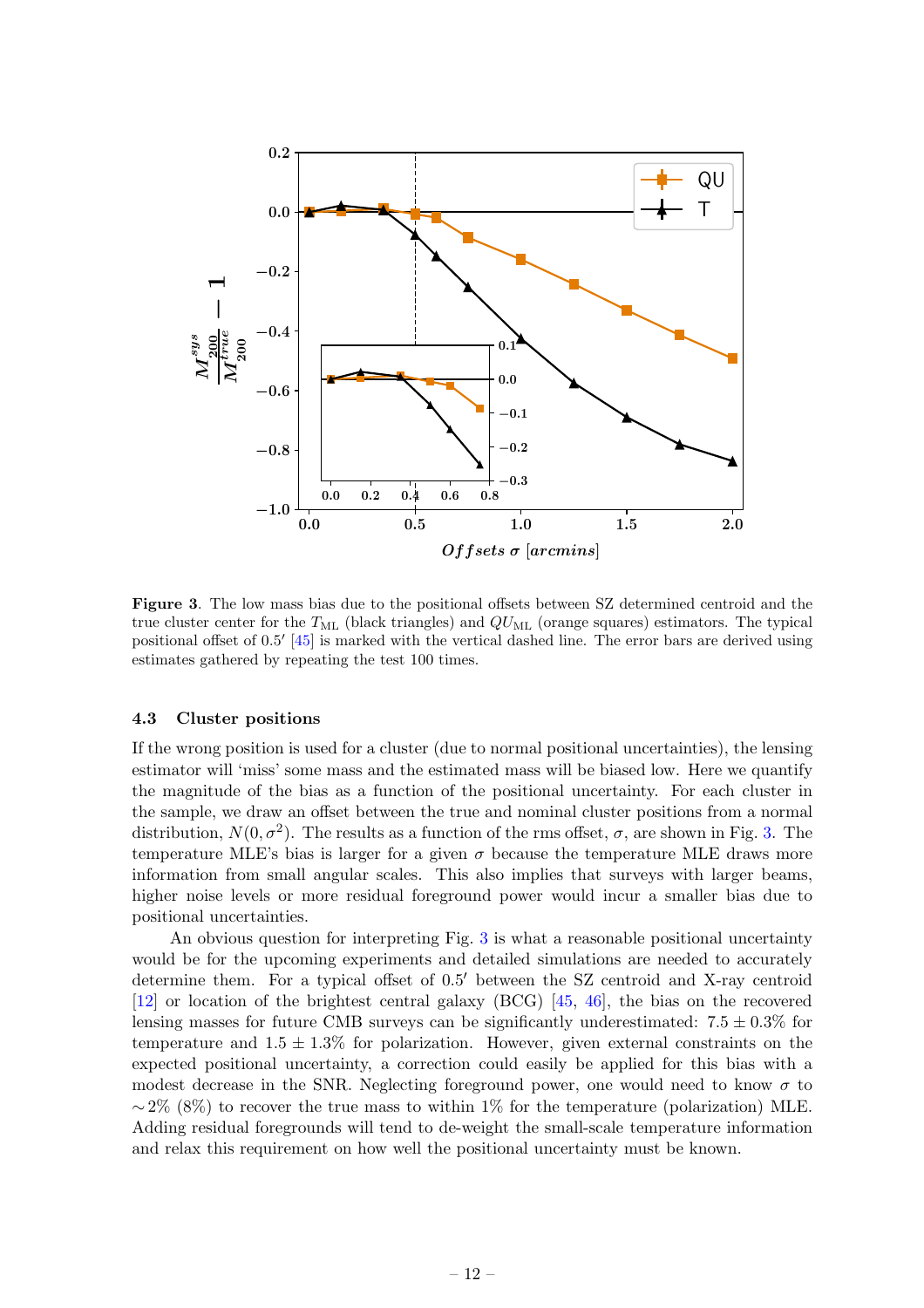0.2
0.0
−0.2
−0.4
−0.6
−0.8
−1.0

$\frac{M_{200}^{sys}}{M_{200}^{true}} - 1$

QU
T

0.1
0.0
−0.1
−0.2
−0.3

0.0 0.2 0.4 0.6 0.8

0.0 0.5 1.0 1.5 2.0

*Offsets* $\sigma$ [*arcmins*]

**Figure 3**. The low mass bias due to the positional offsets between SZ determined centroid and the true cluster center for the $T_{\rm ML}$ (black triangles) and $QU_{\rm ML}$ (orange squares) estimators. The typical positional offset of $0.5'$ [45] is marked with the vertical dashed line. The error bars are derived using estimates gathered by repeating the test 100 times.

### 4.3 Cluster positions

If the wrong position is used for a cluster (due to normal positional uncertainties), the lensing estimator will 'miss' some mass and the estimated mass will be biased low. Here we quantify the magnitude of the bias as a function of the positional uncertainty. For each cluster in the sample, we draw an offset between the true and nominal cluster positions from a normal distribution, $N(0, \sigma^2)$. The results as a function of the rms offset, $\sigma$, are shown in Fig. 3. The temperature MLE's bias is larger for a given $\sigma$ because the temperature MLE draws more information from small angular scales. This also implies that surveys with larger beams, higher noise levels or more residual foreground power would incur a smaller bias due to positional uncertainties.

An obvious question for interpreting Fig. 3 is what a reasonable positional uncertainty would be for the upcoming experiments and detailed simulations are needed to accurately determine them. For a typical offset of $0.5'$ between the SZ centroid and X-ray centroid [12] or location of the brightest central galaxy (BCG) [45, 46], the bias on the recovered lensing masses for future CMB surveys can be significantly underestimated: $7.5 \pm 0.3\%$ for temperature and $1.5 \pm 1.3\%$ for polarization. However, given external constraints on the expected positional uncertainty, a correction could easily be applied for this bias with a modest decrease in the SNR. Neglecting foreground power, one would need to know $\sigma$ to $\sim$2% (8%) to recover the true mass to within 1% for the temperature (polarization) MLE. Adding residual foregrounds will tend to de-weight the small-scale temperature information and relax this requirement on how well the positional uncertainty must be known.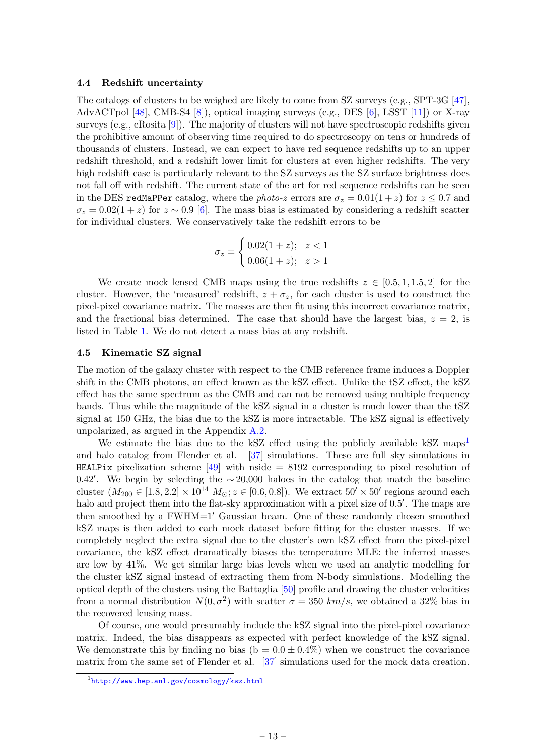### 4.4 Redshift uncertainty

The catalogs of clusters to be weighed are likely to come from SZ surveys (e.g., SPT-3G [47], AdvACTpol [48], CMB-S4 [8]), optical imaging surveys (e.g., DES [6], LSST [11]) or X-ray surveys (e.g., eRosita [9]). The majority of clusters will not have spectroscopic redshifts given the prohibitive amount of observing time required to do spectroscopy on tens or hundreds of thousands of clusters. Instead, we can expect to have red sequence redshifts up to an upper redshift threshold, and a redshift lower limit for clusters at even higher redshifts. The very high redshift case is particularly relevant to the SZ surveys as the SZ surface brightness does not fall off with redshift. The current state of the art for red sequence redshifts can be seen in the DES `redMaPPer` catalog, where the *photo-z* errors are $\sigma_z = 0.01(1+z)$ for $z \leq 0.7$ and $\sigma_z = 0.02(1+z)$ for $z \sim 0.9$ [6]. The mass bias is estimated by considering a redshift scatter for individual clusters. We conservatively take the redshift errors to be

$$\sigma_z = \begin{cases} 0.02(1+z); & z < 1 \\ 0.06(1+z); & z > 1 \end{cases}$$

We create mock lensed CMB maps using the true redshifts $z \in [0.5, 1, 1.5, 2]$ for the cluster. However, the 'measured' redshift, $z + \sigma_z$, for each cluster is used to construct the pixel-pixel covariance matrix. The masses are then fit using this incorrect covariance matrix, and the fractional bias determined. The case that should have the largest bias, $z = 2$, is listed in Table 1. We do not detect a mass bias at any redshift.

### 4.5 Kinematic SZ signal

The motion of the galaxy cluster with respect to the CMB reference frame induces a Doppler shift in the CMB photons, an effect known as the kSZ effect. Unlike the tSZ effect, the kSZ effect has the same spectrum as the CMB and can not be removed using multiple frequency bands. Thus while the magnitude of the kSZ signal in a cluster is much lower than the tSZ signal at 150 GHz, the bias due to the kSZ is more intractable. The kSZ signal is effectively unpolarized, as argued in the Appendix A.2.

We estimate the bias due to the kSZ effect using the publicly available kSZ maps[1] and halo catalog from Flender et al. [37] simulations. These are full sky simulations in `HEALPix` pixelization scheme [49] with nside = 8192 corresponding to pixel resolution of $0.42'$. We begin by selecting the $\sim$20,000 haloes in the catalog that match the baseline cluster ($M_{200} \in [1.8, 2.2] \times 10^{14}\ M_\odot; z \in [0.6, 0.8]$). We extract $50' \times 50'$ regions around each halo and project them into the flat-sky approximation with a pixel size of $0.5'$. The maps are then smoothed by a FWHM$=1'$ Gaussian beam. One of these randomly chosen smoothed kSZ maps is then added to each mock dataset before fitting for the cluster masses. If we completely neglect the extra signal due to the cluster's own kSZ effect from the pixel-pixel covariance, the kSZ effect dramatically biases the temperature MLE: the inferred masses are low by 41%. We get similar large bias levels when we used an analytic modelling for the cluster kSZ signal instead of extracting them from N-body simulations. Modelling the optical depth of the clusters using the Battaglia [50] profile and drawing the cluster velocities from a normal distribution $N(0, \sigma^2)$ with scatter $\sigma = 350\ km/s$, we obtained a 32% bias in the recovered lensing mass.

Of course, one would presumably include the kSZ signal into the pixel-pixel covariance matrix. Indeed, the bias disappears as expected with perfect knowledge of the kSZ signal. We demonstrate this by finding no bias (b $= 0.0 \pm 0.4\%$) when we construct the covariance matrix from the same set of Flender et al. [37] simulations used for the mock data creation.

[1] http://www.hep.anl.gov/cosmology/ksz.html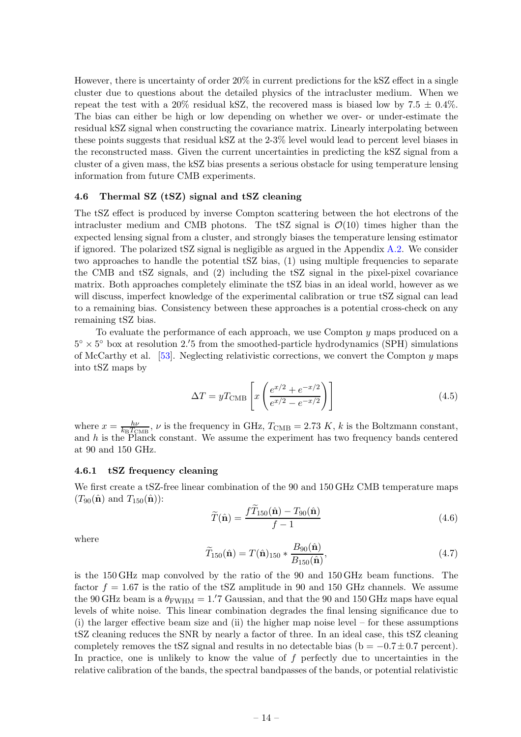However, there is uncertainty of order 20% in current predictions for the kSZ effect in a single cluster due to questions about the detailed physics of the intracluster medium. When we repeat the test with a 20% residual kSZ, the recovered mass is biased low by 7.5 ± 0.4%. The bias can either be high or low depending on whether we over- or under-estimate the residual kSZ signal when constructing the covariance matrix. Linearly interpolating between these points suggests that residual kSZ at the 2-3% level would lead to percent level biases in the reconstructed mass. Given the current uncertainties in predicting the kSZ signal from a cluster of a given mass, the kSZ bias presents a serious obstacle for using temperature lensing information from future CMB experiments.

### 4.6 Thermal SZ (tSZ) signal and tSZ cleaning

The tSZ effect is produced by inverse Compton scattering between the hot electrons of the intracluster medium and CMB photons. The tSZ signal is $\mathcal{O}(10)$ times higher than the expected lensing signal from a cluster, and strongly biases the temperature lensing estimator if ignored. The polarized tSZ signal is negligible as argued in the Appendix A.2. We consider two approaches to handle the potential tSZ bias, (1) using multiple frequencies to separate the CMB and tSZ signals, and (2) including the tSZ signal in the pixel-pixel covariance matrix. Both approaches completely eliminate the tSZ bias in an ideal world, however as we will discuss, imperfect knowledge of the experimental calibration or true tSZ signal can lead to a remaining bias. Consistency between these approaches is a potential cross-check on any remaining tSZ bias.

To evaluate the performance of each approach, we use Compton $y$ maps produced on a $5^\circ \times 5^\circ$ box at resolution $2.'5$ from the smoothed-particle hydrodynamics (SPH) simulations of McCarthy et al. [53]. Neglecting relativistic corrections, we convert the Compton $y$ maps into tSZ maps by

$$\Delta T = yT_{\mathrm{CMB}} \left[ x \left( \frac{e^{x/2} + e^{-x/2}}{e^{x/2} - e^{-x/2}} \right) \right] \tag{4.5}$$

where $x = \frac{h\nu}{k_{\mathrm{B}} T_{\mathrm{CMB}}}$, $\nu$ is the frequency in GHz, $T_{\mathrm{CMB}} = 2.73\ K$, $k$ is the Boltzmann constant, and $h$ is the Planck constant. We assume the experiment has two frequency bands centered at 90 and 150 GHz.

#### 4.6.1 tSZ frequency cleaning

We first create a tSZ-free linear combination of the 90 and 150 GHz CMB temperature maps ($T_{90}(\hat{\mathbf{n}})$ and $T_{150}(\hat{\mathbf{n}})$):

$$\widetilde{T}(\hat{\mathbf{n}}) = \frac{f\widetilde{T}_{150}(\hat{\mathbf{n}}) - T_{90}(\hat{\mathbf{n}})}{f - 1} \tag{4.6}$$

where

$$\widetilde{T}_{150}(\hat{\mathbf{n}}) = T(\hat{\mathbf{n}})_{150} * \frac{B_{90}(\hat{\mathbf{n}})}{B_{150}(\hat{\mathbf{n}})}, \tag{4.7}$$

is the 150 GHz map convolved by the ratio of the 90 and 150 GHz beam functions. The factor $f = 1.67$ is the ratio of the tSZ amplitude in 90 and 150 GHz channels. We assume the 90 GHz beam is a $\theta_{\mathrm{FWHM}} = 1.'7$ Gaussian, and that the 90 and 150 GHz maps have equal levels of white noise. This linear combination degrades the final lensing significance due to (i) the larger effective beam size and (ii) the higher map noise level – for these assumptions tSZ cleaning reduces the SNR by nearly a factor of three. In an ideal case, this tSZ cleaning completely removes the tSZ signal and results in no detectable bias ($\mathrm{b} = -0.7 \pm 0.7$ percent). In practice, one is unlikely to know the value of $f$ perfectly due to uncertainties in the relative calibration of the bands, the spectral bandpasses of the bands, or potential relativistic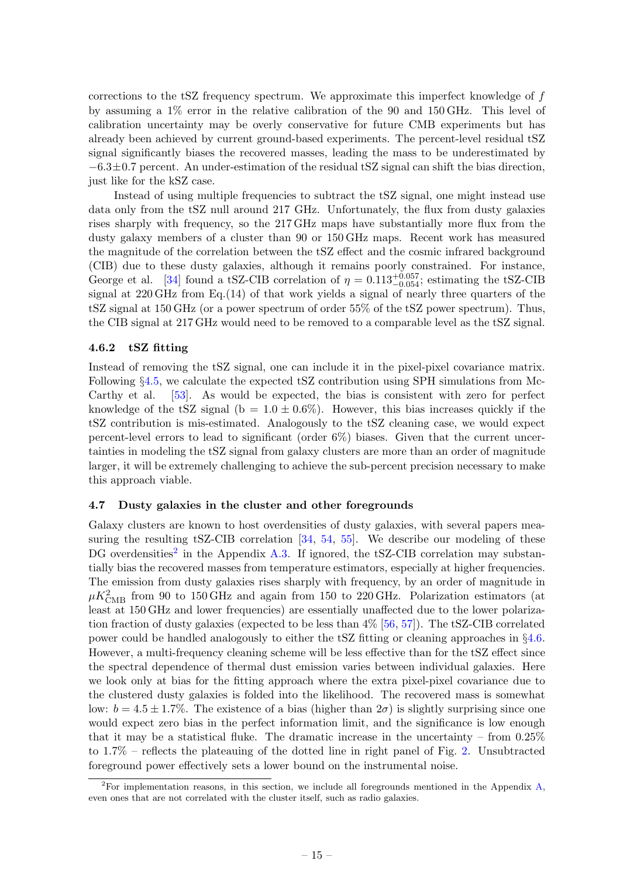corrections to the tSZ frequency spectrum. We approximate this imperfect knowledge of $f$ by assuming a 1% error in the relative calibration of the 90 and 150 GHz. This level of calibration uncertainty may be overly conservative for future CMB experiments but has already been achieved by current ground-based experiments. The percent-level residual tSZ signal significantly biases the recovered masses, leading the mass to be underestimated by $-6.3\pm0.7$ percent. An under-estimation of the residual tSZ signal can shift the bias direction, just like for the kSZ case.

Instead of using multiple frequencies to subtract the tSZ signal, one might instead use data only from the tSZ null around 217 GHz. Unfortunately, the flux from dusty galaxies rises sharply with frequency, so the 217 GHz maps have substantially more flux from the dusty galaxy members of a cluster than 90 or 150 GHz maps. Recent work has measured the magnitude of the correlation between the tSZ effect and the cosmic infrared background (CIB) due to these dusty galaxies, although it remains poorly constrained. For instance, George et al. [34] found a tSZ-CIB correlation of $\eta = 0.113^{+0.057}_{-0.054}$; estimating the tSZ-CIB signal at 220 GHz from Eq.(14) of that work yields a signal of nearly three quarters of the tSZ signal at 150 GHz (or a power spectrum of order 55% of the tSZ power spectrum). Thus, the CIB signal at 217 GHz would need to be removed to a comparable level as the tSZ signal.

#### 4.6.2 tSZ fitting

Instead of removing the tSZ signal, one can include it in the pixel-pixel covariance matrix. Following §4.5, we calculate the expected tSZ contribution using SPH simulations from McCarthy et al. [53]. As would be expected, the bias is consistent with zero for perfect knowledge of the tSZ signal (b = $1.0 \pm 0.6\%$). However, this bias increases quickly if the tSZ contribution is mis-estimated. Analogously to the tSZ cleaning case, we would expect percent-level errors to lead to significant (order 6%) biases. Given that the current uncertainties in modeling the tSZ signal from galaxy clusters are more than an order of magnitude larger, it will be extremely challenging to achieve the sub-percent precision necessary to make this approach viable.

### 4.7 Dusty galaxies in the cluster and other foregrounds

Galaxy clusters are known to host overdensities of dusty galaxies, with several papers measuring the resulting tSZ-CIB correlation [34, 54, 55]. We describe our modeling of these DG overdensities[2] in the Appendix A.3. If ignored, the tSZ-CIB correlation may substantially bias the recovered masses from temperature estimators, especially at higher frequencies. The emission from dusty galaxies rises sharply with frequency, by an order of magnitude in $\mu K^2_{\rm CMB}$ from 90 to 150 GHz and again from 150 to 220 GHz. Polarization estimators (at least at 150 GHz and lower frequencies) are essentially unaffected due to the lower polarization fraction of dusty galaxies (expected to be less than 4% [56, 57]). The tSZ-CIB correlated power could be handled analogously to either the tSZ fitting or cleaning approaches in §4.6. However, a multi-frequency cleaning scheme will be less effective than for the tSZ effect since the spectral dependence of thermal dust emission varies between individual galaxies. Here we look only at bias for the fitting approach where the extra pixel-pixel covariance due to the clustered dusty galaxies is folded into the likelihood. The recovered mass is somewhat low: $b = 4.5 \pm 1.7\%$. The existence of a bias (higher than $2\sigma$) is slightly surprising since one would expect zero bias in the perfect information limit, and the significance is low enough that it may be a statistical fluke. The dramatic increase in the uncertainty – from 0.25% to 1.7% – reflects the plateauing of the dotted line in right panel of Fig. 2. Unsubtracted foreground power effectively sets a lower bound on the instrumental noise.

[2]For implementation reasons, in this section, we include all foregrounds mentioned in the Appendix A, even ones that are not correlated with the cluster itself, such as radio galaxies.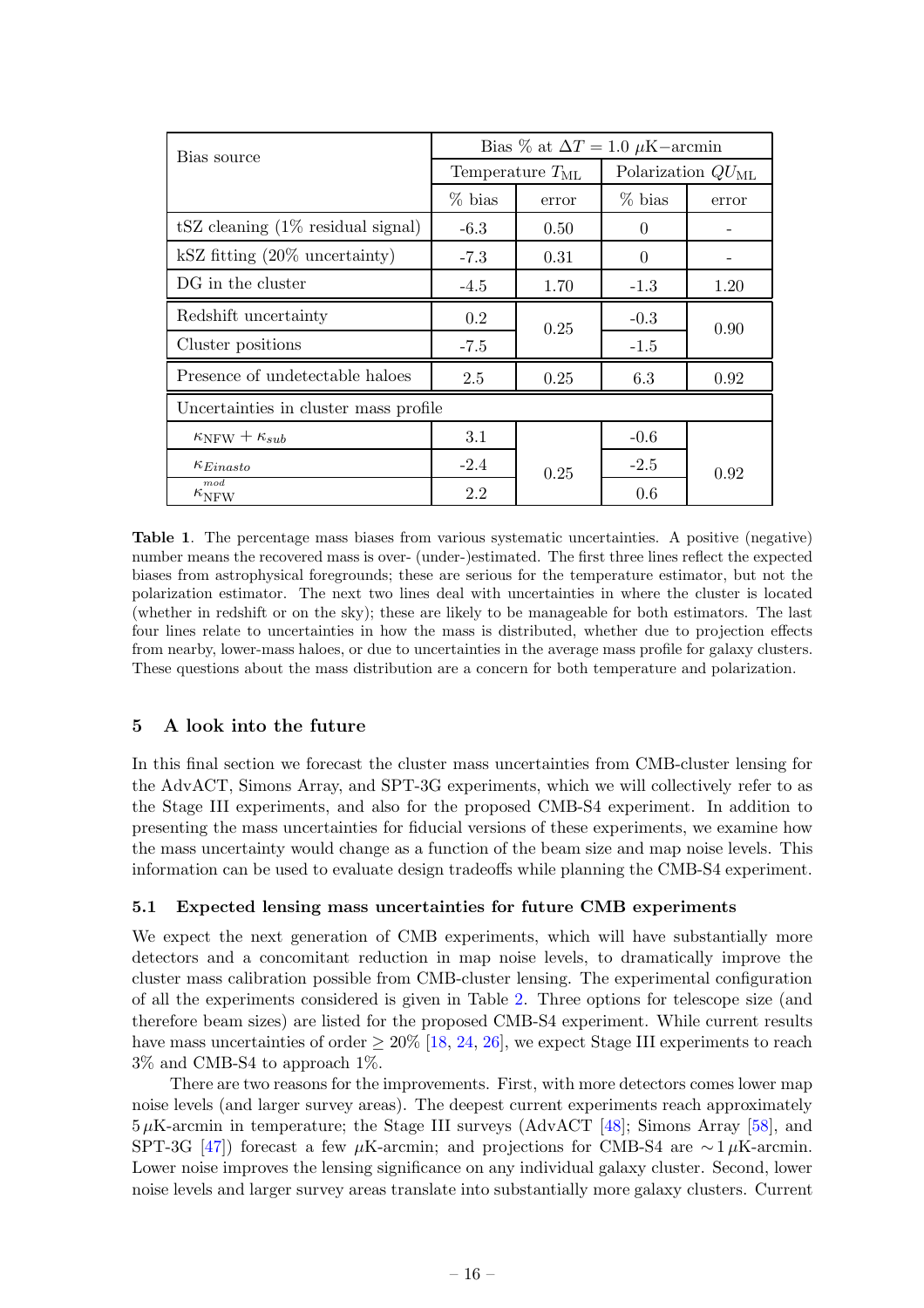| Bias source | Bias % at $\Delta T = 1.0$ $\mu$K−arcmin | | | |
|---|---|---|---|---|
| | Temperature $T_{\rm ML}$ | | Polarization $QU_{\rm ML}$ | |
| | % bias | error | % bias | error |
| tSZ cleaning (1% residual signal) | -6.3 | 0.50 | 0 | - |
| kSZ fitting (20% uncertainty) | -7.3 | 0.31 | 0 | - |
| DG in the cluster | -4.5 | 1.70 | -1.3 | 1.20 |
| Redshift uncertainty | 0.2 | 0.25 | -0.3 | 0.90 |
| Cluster positions | -7.5 | | -1.5 | |
| Presence of undetectable haloes | 2.5 | 0.25 | 6.3 | 0.92 |
| Uncertainties in cluster mass profile | | | | |
| $\kappa_{\rm NFW} + \kappa_{sub}$ | 3.1 | 0.25 | -0.6 | 0.92 |
| $\kappa_{Einasto}$ | -2.4 | | -2.5 | |
| $\kappa^{mod}_{\rm NFW}$ | 2.2 | | 0.6 | |

**Table 1**. The percentage mass biases from various systematic uncertainties. A positive (negative) number means the recovered mass is over- (under-)estimated. The first three lines reflect the expected biases from astrophysical foregrounds; these are serious for the temperature estimator, but not the polarization estimator. The next two lines deal with uncertainties in where the cluster is located (whether in redshift or on the sky); these are likely to be manageable for both estimators. The last four lines relate to uncertainties in how the mass is distributed, whether due to projection effects from nearby, lower-mass haloes, or due to uncertainties in the average mass profile for galaxy clusters. These questions about the mass distribution are a concern for both temperature and polarization.

## 5 A look into the future

In this final section we forecast the cluster mass uncertainties from CMB-cluster lensing for the AdvACT, Simons Array, and SPT-3G experiments, which we will collectively refer to as the Stage III experiments, and also for the proposed CMB-S4 experiment. In addition to presenting the mass uncertainties for fiducial versions of these experiments, we examine how the mass uncertainty would change as a function of the beam size and map noise levels. This information can be used to evaluate design tradeoffs while planning the CMB-S4 experiment.

### 5.1 Expected lensing mass uncertainties for future CMB experiments

We expect the next generation of CMB experiments, which will have substantially more detectors and a concomitant reduction in map noise levels, to dramatically improve the cluster mass calibration possible from CMB-cluster lensing. The experimental configuration of all the experiments considered is given in Table 2. Three options for telescope size (and therefore beam sizes) are listed for the proposed CMB-S4 experiment. While current results have mass uncertainties of order $\geq 20\%$ [18, 24, 26], we expect Stage III experiments to reach 3% and CMB-S4 to approach 1%.

There are two reasons for the improvements. First, with more detectors comes lower map noise levels (and larger survey areas). The deepest current experiments reach approximately $5\,\mu$K-arcmin in temperature; the Stage III surveys (AdvACT [48]; Simons Array [58], and SPT-3G [47]) forecast a few $\mu$K-arcmin; and projections for CMB-S4 are $\sim 1\,\mu$K-arcmin. Lower noise improves the lensing significance on any individual galaxy cluster. Second, lower noise levels and larger survey areas translate into substantially more galaxy clusters. Current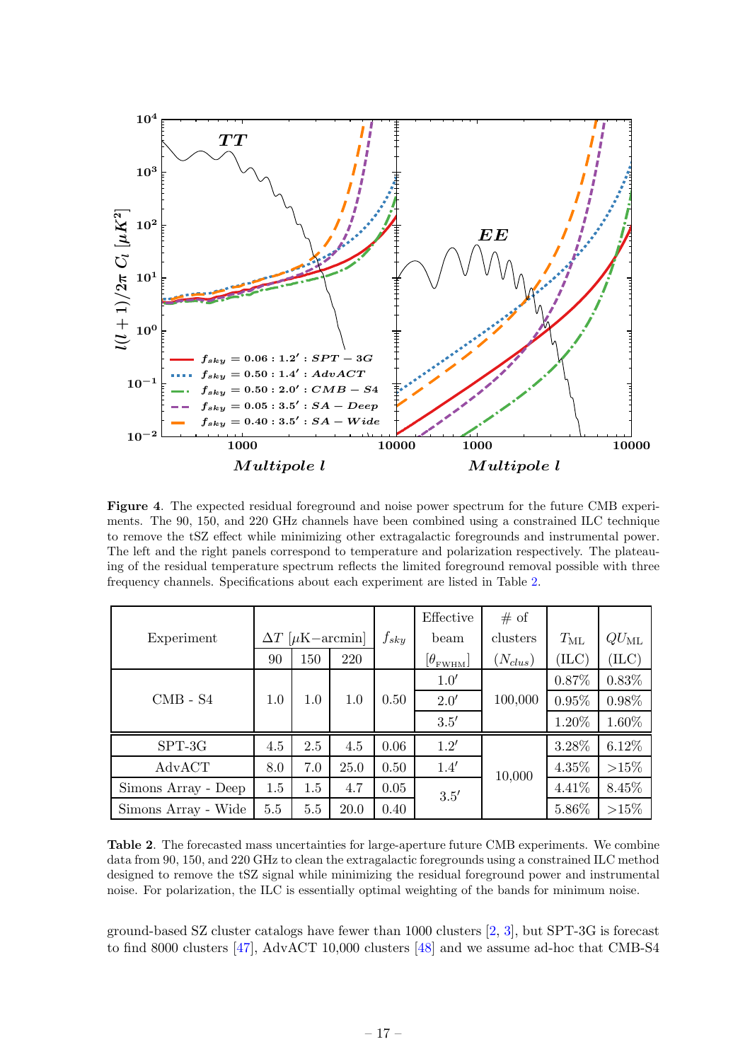TT

EE

$10^4$
$10^3$
$10^2$
$10^1$
$10^0$
$10^{-1}$
$10^{-2}$

$l(l+1)/2\pi\ C_l\ [\mu K^2]$

1000 10000
1000 10000

Multipole $l$ Multipole $l$

$f_{sky} = 0.06 : 1.2' : SPT-3G$
$f_{sky} = 0.50 : 1.4' : AdvACT$
$f_{sky} = 0.50 : 2.0' : CMB-S4$
$f_{sky} = 0.05 : 3.5' : SA-Deep$
$f_{sky} = 0.40 : 3.5' : SA-Wide$

**Figure 4**. The expected residual foreground and noise power spectrum for the future CMB experiments. The 90, 150, and 220 GHz channels have been combined using a constrained ILC technique to remove the tSZ effect while minimizing other extragalactic foregrounds and instrumental power. The left and the right panels correspond to temperature and polarization respectively. The plateauing of the residual temperature spectrum reflects the limited foreground removal possible with three frequency channels. Specifications about each experiment are listed in Table 2.

| Experiment | $\Delta T$ [$\mu$K$-$arcmin] | | | $f_{sky}$ | Effective beam [$\theta_{\rm FWHM}$] | # of clusters ($N_{clus}$) | $T_{\rm ML}$ (ILC) | $QU_{\rm ML}$ (ILC) |
|---|---|---|---|---|---|---|---|---|
| | 90 | 150 | 220 | | | | | |
| CMB - S4 | 1.0 | 1.0 | 1.0 | 0.50 | $1.0'$ | 100,000 | 0.87% | 0.83% |
| | | | | | $2.0'$ | | 0.95% | 0.98% |
| | | | | | $3.5'$ | | 1.20% | 1.60% |
| SPT-3G | 4.5 | 2.5 | 4.5 | 0.06 | $1.2'$ | 10,000 | 3.28% | 6.12% |
| AdvACT | 8.0 | 7.0 | 25.0 | 0.50 | $1.4'$ | | 4.35% | >15% |
| Simons Array - Deep | 1.5 | 1.5 | 4.7 | 0.05 | $3.5'$ | | 4.41% | 8.45% |
| Simons Array - Wide | 5.5 | 5.5 | 20.0 | 0.40 | | | 5.86% | >15% |

**Table 2**. The forecasted mass uncertainties for large-aperture future CMB experiments. We combine data from 90, 150, and 220 GHz to clean the extragalactic foregrounds using a constrained ILC method designed to remove the tSZ signal while minimizing the residual foreground power and instrumental noise. For polarization, the ILC is essentially optimal weighting of the bands for minimum noise.

ground-based SZ cluster catalogs have fewer than 1000 clusters [2, 3], but SPT-3G is forecast to find 8000 clusters [47], AdvACT 10,000 clusters [48] and we assume ad-hoc that CMB-S4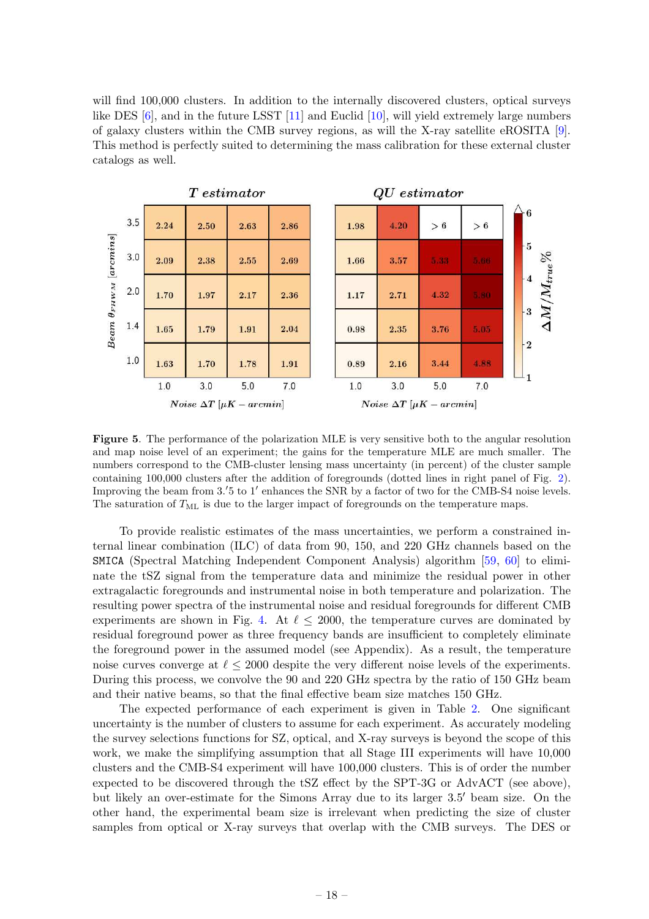will find 100,000 clusters. In addition to the internally discovered clusters, optical surveys like DES [6], and in the future LSST [11] and Euclid [10], will yield extremely large numbers of galaxy clusters within the CMB survey regions, as will the X-ray satellite eROSITA [9]. This method is perfectly suited to determining the mass calibration for these external cluster catalogs as well.

*T estimator*

Beam $\theta_{FHWM}$ [arcmins]

3.5 2.24 2.50 2.63 2.86
3.0 2.09 2.38 2.55 2.69
2.0 1.70 1.97 2.17 2.36
1.4 1.65 1.79 1.91 2.04
1.0 1.63 1.70 1.78 1.91

1.0 3.0 5.0 7.0

Noise $\Delta T$ [$\mu K - arcmin$]

*QU estimator*

1.98 4.20 > 6 > 6
1.66 3.57 5.33 5.66
1.17 2.71 4.32 5.80
0.98 2.35 3.76 5.05
0.89 2.16 3.44 4.88

1.0 3.0 5.0 7.0

Noise $\Delta T$ [$\mu K - arcmin$]

$\Delta M/M_{true}$ %

6 5 4 3 2 1

**Figure 5**. The performance of the polarization MLE is very sensitive both to the angular resolution and map noise level of an experiment; the gains for the temperature MLE are much smaller. The numbers correspond to the CMB-cluster lensing mass uncertainty (in percent) of the cluster sample containing 100,000 clusters after the addition of foregrounds (dotted lines in right panel of Fig. 2). Improving the beam from 3.′5 to 1′ enhances the SNR by a factor of two for the CMB-S4 noise levels. The saturation of $T_{\rm ML}$ is due to the larger impact of foregrounds on the temperature maps.

To provide realistic estimates of the mass uncertainties, we perform a constrained internal linear combination (ILC) of data from 90, 150, and 220 GHz channels based on the `SMICA` (Spectral Matching Independent Component Analysis) algorithm [59, 60] to eliminate the tSZ signal from the temperature data and minimize the residual power in other extragalactic foregrounds and instrumental noise in both temperature and polarization. The resulting power spectra of the instrumental noise and residual foregrounds for different CMB experiments are shown in Fig. 4. At $\ell \leq 2000$, the temperature curves are dominated by residual foreground power as three frequency bands are insufficient to completely eliminate the foreground power in the assumed model (see Appendix). As a result, the temperature noise curves converge at $\ell \leq 2000$ despite the very different noise levels of the experiments. During this process, we convolve the 90 and 220 GHz spectra by the ratio of 150 GHz beam and their native beams, so that the final effective beam size matches 150 GHz.

The expected performance of each experiment is given in Table 2. One significant uncertainty is the number of clusters to assume for each experiment. As accurately modeling the survey selections functions for SZ, optical, and X-ray surveys is beyond the scope of this work, we make the simplifying assumption that all Stage III experiments will have 10,000 clusters and the CMB-S4 experiment will have 100,000 clusters. This is of order the number expected to be discovered through the tSZ effect by the SPT-3G or AdvACT (see above), but likely an over-estimate for the Simons Array due to its larger 3.5′ beam size. On the other hand, the experimental beam size is irrelevant when predicting the size of cluster samples from optical or X-ray surveys that overlap with the CMB surveys. The DES or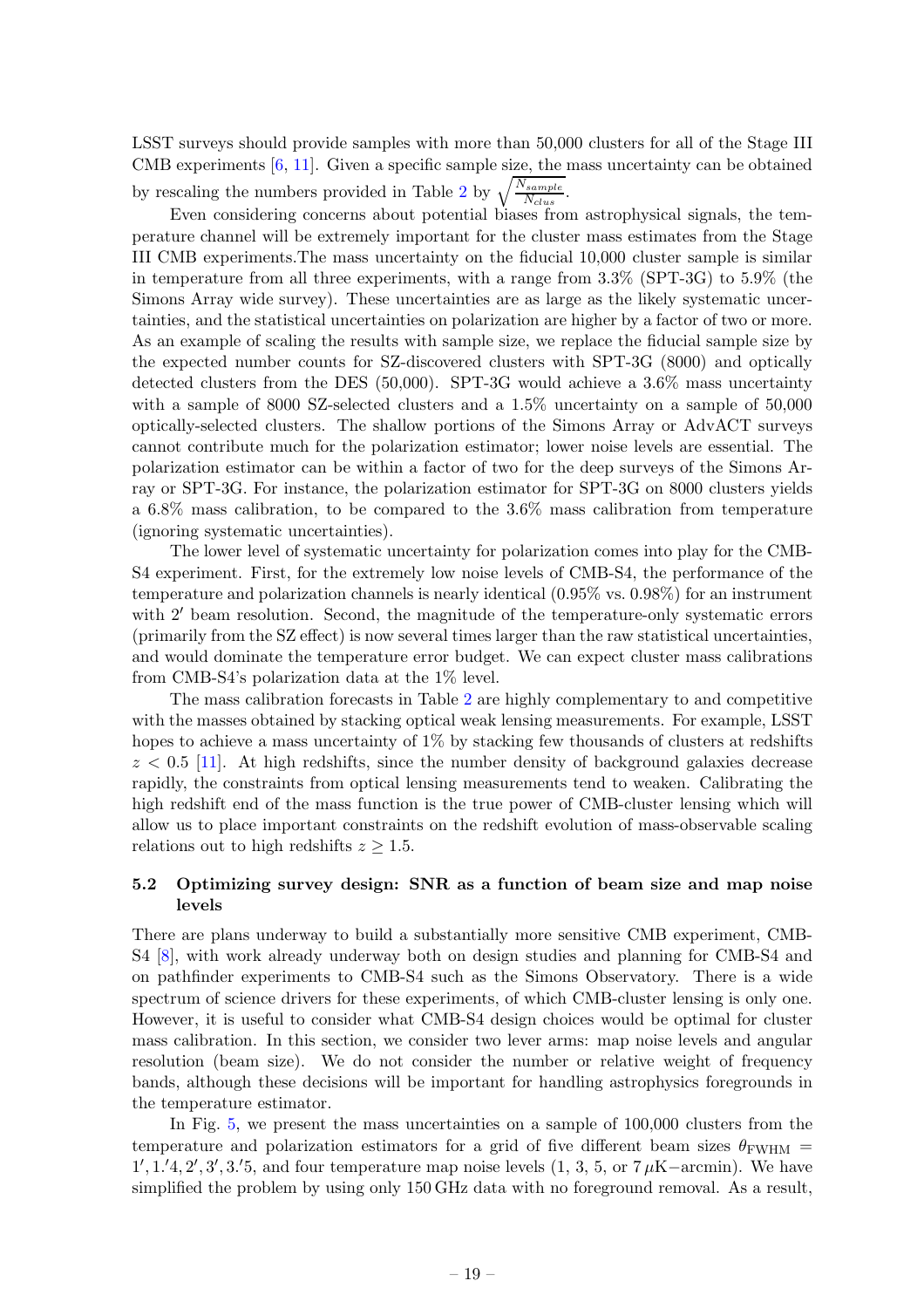LSST surveys should provide samples with more than 50,000 clusters for all of the Stage III CMB experiments [6, 11]. Given a specific sample size, the mass uncertainty can be obtained by rescaling the numbers provided in Table 2 by $\sqrt{\frac{N_{sample}}{N_{clus}}}$.

Even considering concerns about potential biases from astrophysical signals, the temperature channel will be extremely important for the cluster mass estimates from the Stage III CMB experiments.The mass uncertainty on the fiducial 10,000 cluster sample is similar in temperature from all three experiments, with a range from 3.3% (SPT-3G) to 5.9% (the Simons Array wide survey). These uncertainties are as large as the likely systematic uncertainties, and the statistical uncertainties on polarization are higher by a factor of two or more. As an example of scaling the results with sample size, we replace the fiducial sample size by the expected number counts for SZ-discovered clusters with SPT-3G (8000) and optically detected clusters from the DES (50,000). SPT-3G would achieve a 3.6% mass uncertainty with a sample of 8000 SZ-selected clusters and a 1.5% uncertainty on a sample of 50,000 optically-selected clusters. The shallow portions of the Simons Array or AdvACT surveys cannot contribute much for the polarization estimator; lower noise levels are essential. The polarization estimator can be within a factor of two for the deep surveys of the Simons Array or SPT-3G. For instance, the polarization estimator for SPT-3G on 8000 clusters yields a 6.8% mass calibration, to be compared to the 3.6% mass calibration from temperature (ignoring systematic uncertainties).

The lower level of systematic uncertainty for polarization comes into play for the CMB-S4 experiment. First, for the extremely low noise levels of CMB-S4, the performance of the temperature and polarization channels is nearly identical (0.95% vs. 0.98%) for an instrument with $2'$ beam resolution. Second, the magnitude of the temperature-only systematic errors (primarily from the SZ effect) is now several times larger than the raw statistical uncertainties, and would dominate the temperature error budget. We can expect cluster mass calibrations from CMB-S4's polarization data at the 1% level.

The mass calibration forecasts in Table 2 are highly complementary to and competitive with the masses obtained by stacking optical weak lensing measurements. For example, LSST hopes to achieve a mass uncertainty of 1% by stacking few thousands of clusters at redshifts $z < 0.5$ [11]. At high redshifts, since the number density of background galaxies decrease rapidly, the constraints from optical lensing measurements tend to weaken. Calibrating the high redshift end of the mass function is the true power of CMB-cluster lensing which will allow us to place important constraints on the redshift evolution of mass-observable scaling relations out to high redshifts $z \geq 1.5$.

### 5.2 Optimizing survey design: SNR as a function of beam size and map noise levels

There are plans underway to build a substantially more sensitive CMB experiment, CMB-S4 [8], with work already underway both on design studies and planning for CMB-S4 and on pathfinder experiments to CMB-S4 such as the Simons Observatory. There is a wide spectrum of science drivers for these experiments, of which CMB-cluster lensing is only one. However, it is useful to consider what CMB-S4 design choices would be optimal for cluster mass calibration. In this section, we consider two lever arms: map noise levels and angular resolution (beam size). We do not consider the number or relative weight of frequency bands, although these decisions will be important for handling astrophysics foregrounds in the temperature estimator.

In Fig. 5, we present the mass uncertainties on a sample of 100,000 clusters from the temperature and polarization estimators for a grid of five different beam sizes $\theta_{\rm FWHM} = 1', 1.'4, 2', 3', 3.'5$, and four temperature map noise levels (1, 3, 5, or 7 $\mu$K$-$arcmin). We have simplified the problem by using only 150 GHz data with no foreground removal. As a result,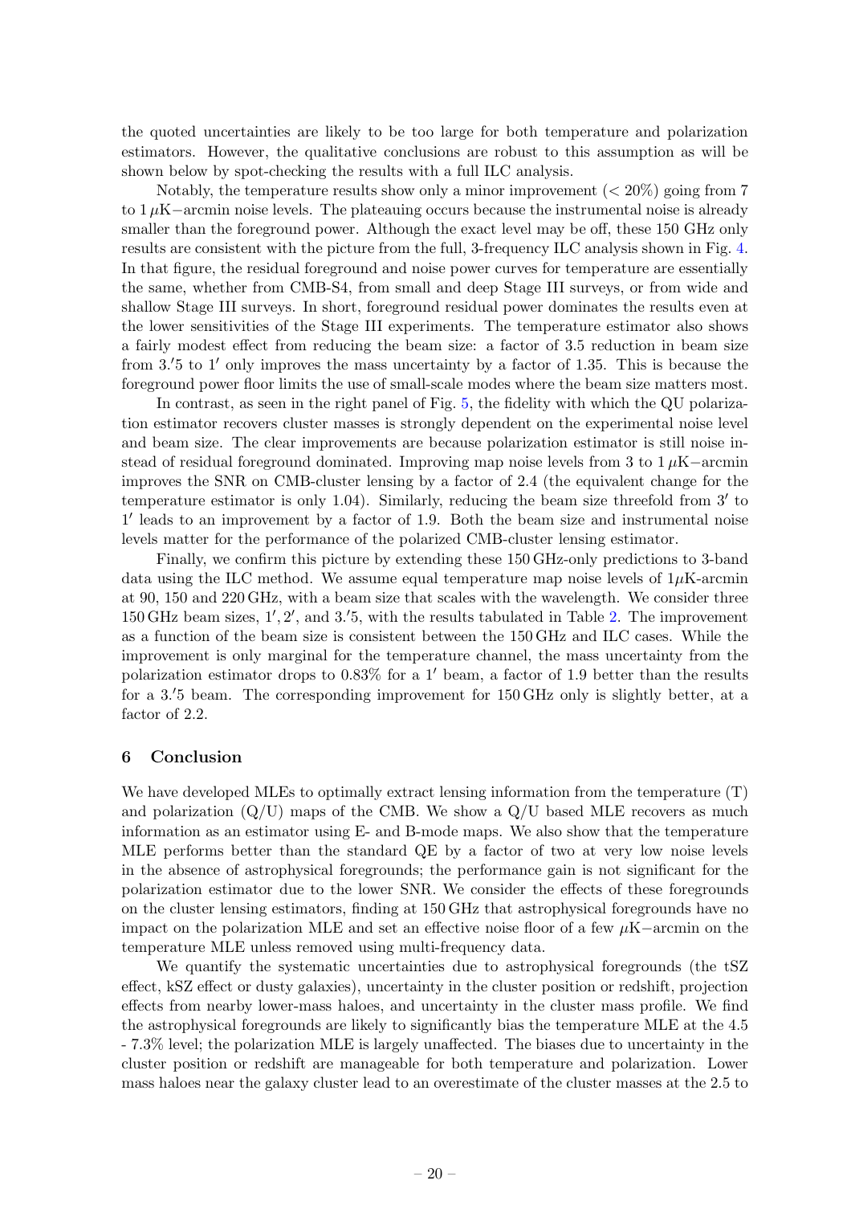the quoted uncertainties are likely to be too large for both temperature and polarization estimators. However, the qualitative conclusions are robust to this assumption as will be shown below by spot-checking the results with a full ILC analysis.

Notably, the temperature results show only a minor improvement ($< 20\%$) going from 7 to 1 $\mu$K−arcmin noise levels. The plateauing occurs because the instrumental noise is already smaller than the foreground power. Although the exact level may be off, these 150 GHz only results are consistent with the picture from the full, 3-frequency ILC analysis shown in Fig. 4. In that figure, the residual foreground and noise power curves for temperature are essentially the same, whether from CMB-S4, from small and deep Stage III surveys, or from wide and shallow Stage III surveys. In short, foreground residual power dominates the results even at the lower sensitivities of the Stage III experiments. The temperature estimator also shows a fairly modest effect from reducing the beam size: a factor of 3.5 reduction in beam size from $3.'5$ to $1'$ only improves the mass uncertainty by a factor of 1.35. This is because the foreground power floor limits the use of small-scale modes where the beam size matters most.

In contrast, as seen in the right panel of Fig. 5, the fidelity with which the QU polarization estimator recovers cluster masses is strongly dependent on the experimental noise level and beam size. The clear improvements are because polarization estimator is still noise instead of residual foreground dominated. Improving map noise levels from 3 to 1 $\mu$K−arcmin improves the SNR on CMB-cluster lensing by a factor of 2.4 (the equivalent change for the temperature estimator is only 1.04). Similarly, reducing the beam size threefold from $3'$ to $1'$ leads to an improvement by a factor of 1.9. Both the beam size and instrumental noise levels matter for the performance of the polarized CMB-cluster lensing estimator.

Finally, we confirm this picture by extending these 150 GHz-only predictions to 3-band data using the ILC method. We assume equal temperature map noise levels of 1$\mu$K-arcmin at 90, 150 and 220 GHz, with a beam size that scales with the wavelength. We consider three 150 GHz beam sizes, $1', 2'$, and $3.'5$, with the results tabulated in Table 2. The improvement as a function of the beam size is consistent between the 150 GHz and ILC cases. While the improvement is only marginal for the temperature channel, the mass uncertainty from the polarization estimator drops to 0.83% for a $1'$ beam, a factor of 1.9 better than the results for a $3.'5$ beam. The corresponding improvement for 150 GHz only is slightly better, at a factor of 2.2.

## 6 Conclusion

We have developed MLEs to optimally extract lensing information from the temperature (T) and polarization (Q/U) maps of the CMB. We show a Q/U based MLE recovers as much information as an estimator using E- and B-mode maps. We also show that the temperature MLE performs better than the standard QE by a factor of two at very low noise levels in the absence of astrophysical foregrounds; the performance gain is not significant for the polarization estimator due to the lower SNR. We consider the effects of these foregrounds on the cluster lensing estimators, finding at 150 GHz that astrophysical foregrounds have no impact on the polarization MLE and set an effective noise floor of a few $\mu$K−arcmin on the temperature MLE unless removed using multi-frequency data.

We quantify the systematic uncertainties due to astrophysical foregrounds (the tSZ effect, kSZ effect or dusty galaxies), uncertainty in the cluster position or redshift, projection effects from nearby lower-mass haloes, and uncertainty in the cluster mass profile. We find the astrophysical foregrounds are likely to significantly bias the temperature MLE at the 4.5 - 7.3% level; the polarization MLE is largely unaffected. The biases due to uncertainty in the cluster position or redshift are manageable for both temperature and polarization. Lower mass haloes near the galaxy cluster lead to an overestimate of the cluster masses at the 2.5 to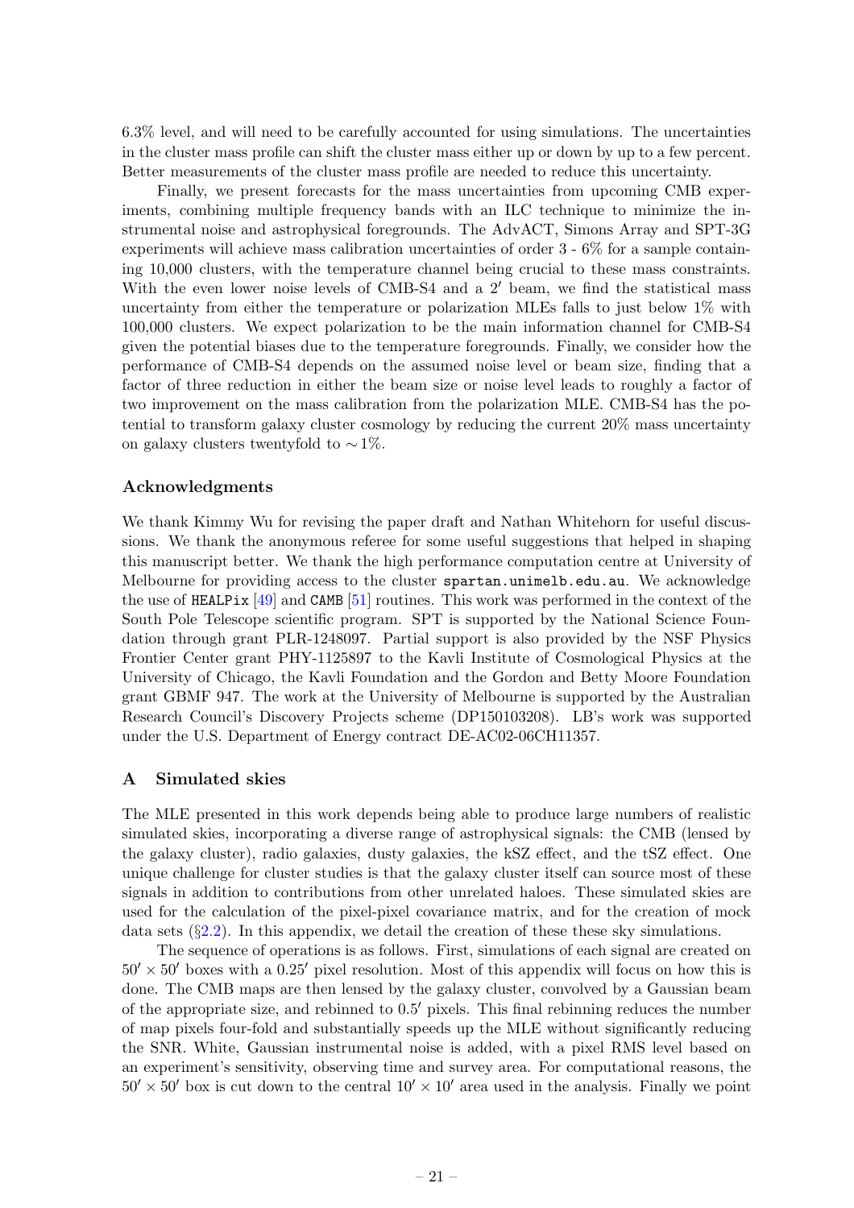6.3% level, and will need to be carefully accounted for using simulations. The uncertainties in the cluster mass profile can shift the cluster mass either up or down by up to a few percent. Better measurements of the cluster mass profile are needed to reduce this uncertainty.

Finally, we present forecasts for the mass uncertainties from upcoming CMB experiments, combining multiple frequency bands with an ILC technique to minimize the instrumental noise and astrophysical foregrounds. The AdvACT, Simons Array and SPT-3G experiments will achieve mass calibration uncertainties of order 3 - 6% for a sample containing 10,000 clusters, with the temperature channel being crucial to these mass constraints. With the even lower noise levels of CMB-S4 and a $2'$ beam, we find the statistical mass uncertainty from either the temperature or polarization MLEs falls to just below 1% with 100,000 clusters. We expect polarization to be the main information channel for CMB-S4 given the potential biases due to the temperature foregrounds. Finally, we consider how the performance of CMB-S4 depends on the assumed noise level or beam size, finding that a factor of three reduction in either the beam size or noise level leads to roughly a factor of two improvement on the mass calibration from the polarization MLE. CMB-S4 has the potential to transform galaxy cluster cosmology by reducing the current 20% mass uncertainty on galaxy clusters twentyfold to $\sim$1%.

### Acknowledgments

We thank Kimmy Wu for revising the paper draft and Nathan Whitehorn for useful discussions. We thank the anonymous referee for some useful suggestions that helped in shaping this manuscript better. We thank the high performance computation centre at University of Melbourne for providing access to the cluster `spartan.unimelb.edu.au`. We acknowledge the use of `HEALPix` [49] and `CAMB` [51] routines. This work was performed in the context of the South Pole Telescope scientific program. SPT is supported by the National Science Foundation through grant PLR-1248097. Partial support is also provided by the NSF Physics Frontier Center grant PHY-1125897 to the Kavli Institute of Cosmological Physics at the University of Chicago, the Kavli Foundation and the Gordon and Betty Moore Foundation grant GBMF 947. The work at the University of Melbourne is supported by the Australian Research Council's Discovery Projects scheme (DP150103208). LB's work was supported under the U.S. Department of Energy contract DE-AC02-06CH11357.

## A Simulated skies

The MLE presented in this work depends being able to produce large numbers of realistic simulated skies, incorporating a diverse range of astrophysical signals: the CMB (lensed by the galaxy cluster), radio galaxies, dusty galaxies, the kSZ effect, and the tSZ effect. One unique challenge for cluster studies is that the galaxy cluster itself can source most of these signals in addition to contributions from other unrelated haloes. These simulated skies are used for the calculation of the pixel-pixel covariance matrix, and for the creation of mock data sets (§2.2). In this appendix, we detail the creation of these these sky simulations.

The sequence of operations is as follows. First, simulations of each signal are created on $50' \times 50'$ boxes with a $0.25'$ pixel resolution. Most of this appendix will focus on how this is done. The CMB maps are then lensed by the galaxy cluster, convolved by a Gaussian beam of the appropriate size, and rebinned to $0.5'$ pixels. This final rebinning reduces the number of map pixels four-fold and substantially speeds up the MLE without significantly reducing the SNR. White, Gaussian instrumental noise is added, with a pixel RMS level based on an experiment's sensitivity, observing time and survey area. For computational reasons, the $50' \times 50'$ box is cut down to the central $10' \times 10'$ area used in the analysis. Finally we point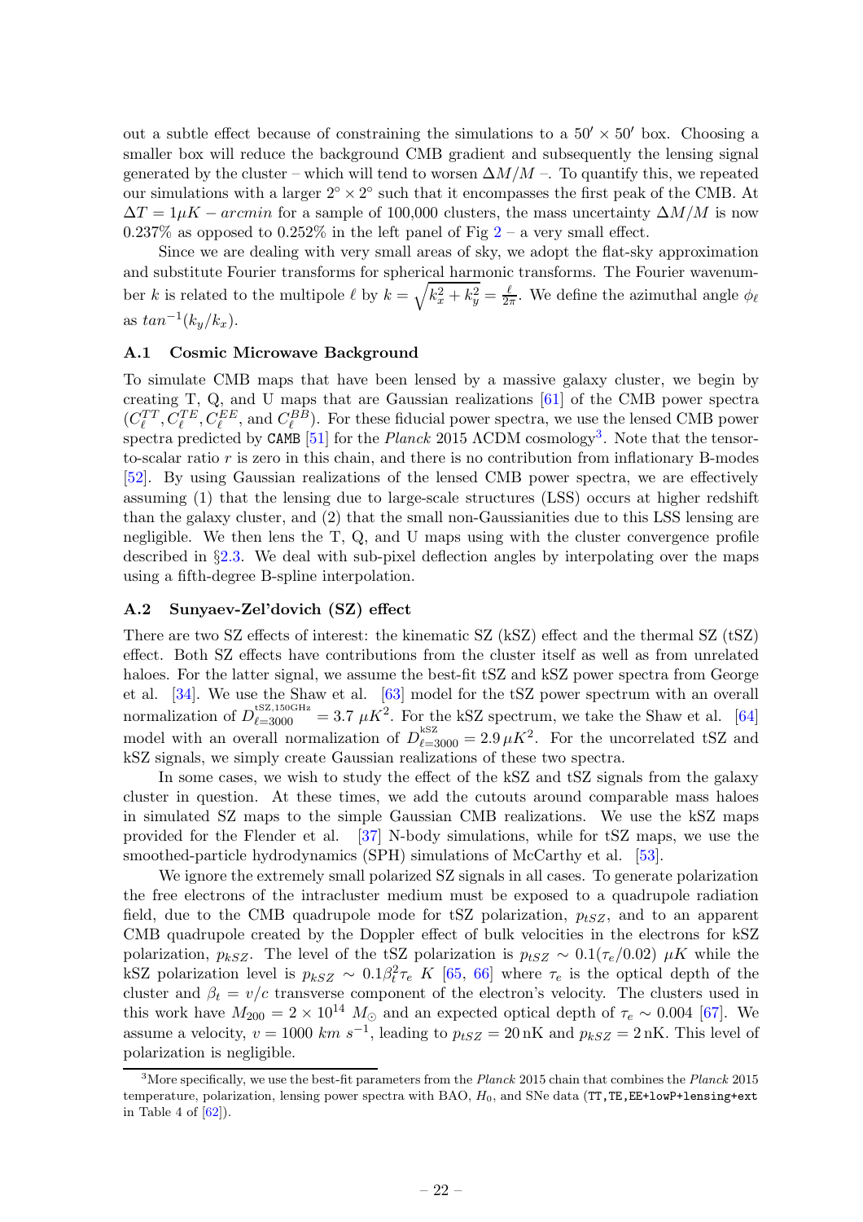out a subtle effect because of constraining the simulations to a $50' \times 50'$ box. Choosing a smaller box will reduce the background CMB gradient and subsequently the lensing signal generated by the cluster – which will tend to worsen $\Delta M/M$ –. To quantify this, we repeated our simulations with a larger $2^\circ \times 2^\circ$ such that it encompasses the first peak of the CMB. At $\Delta T = 1\mu K - arcmin$ for a sample of 100,000 clusters, the mass uncertainty $\Delta M/M$ is now 0.237% as opposed to 0.252% in the left panel of Fig 2 – a very small effect.

Since we are dealing with very small areas of sky, we adopt the flat-sky approximation and substitute Fourier transforms for spherical harmonic transforms. The Fourier wavenumber $k$ is related to the multipole $\ell$ by $k = \sqrt{k_x^2 + k_y^2} = \frac{\ell}{2\pi}$. We define the azimuthal angle $\phi_\ell$ as $tan^{-1}(k_y/k_x)$.

### A.1 Cosmic Microwave Background

To simulate CMB maps that have been lensed by a massive galaxy cluster, we begin by creating T, Q, and U maps that are Gaussian realizations [61] of the CMB power spectra ($C_\ell^{TT}, C_\ell^{TE}, C_\ell^{EE}$, and $C_\ell^{BB}$). For these fiducial power spectra, we use the lensed CMB power spectra predicted by `CAMB` [51] for the *Planck* 2015 ΛCDM cosmology[3]. Note that the tensor-to-scalar ratio $r$ is zero in this chain, and there is no contribution from inflationary B-modes [52]. By using Gaussian realizations of the lensed CMB power spectra, we are effectively assuming (1) that the lensing due to large-scale structures (LSS) occurs at higher redshift than the galaxy cluster, and (2) that the small non-Gaussianities due to this LSS lensing are negligible. We then lens the T, Q, and U maps using with the cluster convergence profile described in §2.3. We deal with sub-pixel deflection angles by interpolating over the maps using a fifth-degree B-spline interpolation.

### A.2 Sunyaev-Zel'dovich (SZ) effect

There are two SZ effects of interest: the kinematic SZ (kSZ) effect and the thermal SZ (tSZ) effect. Both SZ effects have contributions from the cluster itself as well as from unrelated haloes. For the latter signal, we assume the best-fit tSZ and kSZ power spectra from George et al. [34]. We use the Shaw et al. [63] model for the tSZ power spectrum with an overall normalization of $D_{\ell=3000}^{\rm tSZ,150GHz} = 3.7\ \mu K^2$. For the kSZ spectrum, we take the Shaw et al. [64] model with an overall normalization of $D_{\ell=3000}^{\rm kSZ} = 2.9\,\mu K^2$. For the uncorrelated tSZ and kSZ signals, we simply create Gaussian realizations of these two spectra.

In some cases, we wish to study the effect of the kSZ and tSZ signals from the galaxy cluster in question. At these times, we add the cutouts around comparable mass haloes in simulated SZ maps to the simple Gaussian CMB realizations. We use the kSZ maps provided for the Flender et al. [37] N-body simulations, while for tSZ maps, we use the smoothed-particle hydrodynamics (SPH) simulations of McCarthy et al. [53].

We ignore the extremely small polarized SZ signals in all cases. To generate polarization the free electrons of the intracluster medium must be exposed to a quadrupole radiation field, due to the CMB quadrupole mode for tSZ polarization, $p_{tSZ}$, and to an apparent CMB quadrupole created by the Doppler effect of bulk velocities in the electrons for kSZ polarization, $p_{kSZ}$. The level of the tSZ polarization is $p_{tSZ} \sim 0.1(\tau_e/0.02)\ \mu K$ while the kSZ polarization level is $p_{kSZ} \sim 0.1\beta_t^2\tau_e\ K$ [65, 66] where $\tau_e$ is the optical depth of the cluster and $\beta_t = v/c$ transverse component of the electron's velocity. The clusters used in this work have $M_{200} = 2 \times 10^{14}\ M_\odot$ and an expected optical depth of $\tau_e \sim 0.004$ [67]. We assume a velocity, $v = 1000\ km\ s^{-1}$, leading to $p_{tSZ} = 20\,\rm nK$ and $p_{kSZ} = 2\,\rm nK$. This level of polarization is negligible.

---

[3] More specifically, we use the best-fit parameters from the *Planck* 2015 chain that combines the *Planck* 2015 temperature, polarization, lensing power spectra with BAO, $H_0$, and SNe data (`TT,TE,EE+lowP+lensing+ext` in Table 4 of [62]).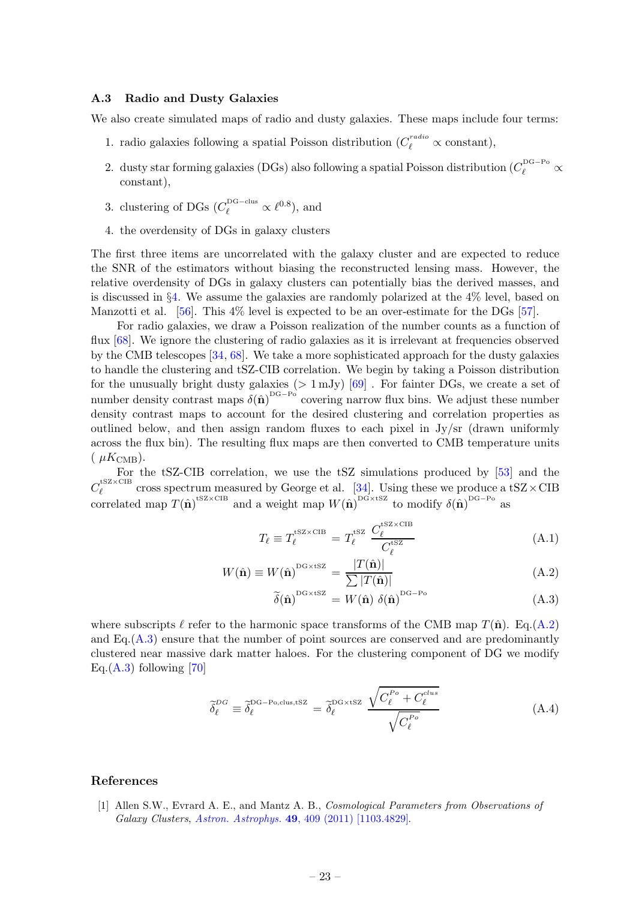### A.3 Radio and Dusty Galaxies

We also create simulated maps of radio and dusty galaxies. These maps include four terms:

1. radio galaxies following a spatial Poisson distribution ($C_\ell^{radio} \propto$ constant),
2. dusty star forming galaxies (DGs) also following a spatial Poisson distribution ($C_\ell^{\rm DG-Po} \propto$ constant),
3. clustering of DGs ($C_\ell^{\rm DG-clus} \propto \ell^{0.8}$), and
4. the overdensity of DGs in galaxy clusters

The first three items are uncorrelated with the galaxy cluster and are expected to reduce the SNR of the estimators without biasing the reconstructed lensing mass. However, the relative overdensity of DGs in galaxy clusters can potentially bias the derived masses, and is discussed in §4. We assume the galaxies are randomly polarized at the 4% level, based on Manzotti et al. [56]. This 4% level is expected to be an over-estimate for the DGs [57].

For radio galaxies, we draw a Poisson realization of the number counts as a function of flux [68]. We ignore the clustering of radio galaxies as it is irrelevant at frequencies observed by the CMB telescopes [34, 68]. We take a more sophisticated approach for the dusty galaxies to handle the clustering and tSZ-CIB correlation. We begin by taking a Poisson distribution for the unusually bright dusty galaxies ($> 1\,$mJy) [69] . For fainter DGs, we create a set of number density contrast maps $\delta(\hat{\mathbf{n}})^{\rm DG-Po}$ covering narrow flux bins. We adjust these number density contrast maps to account for the desired clustering and correlation properties as outlined below, and then assign random fluxes to each pixel in Jy/sr (drawn uniformly across the flux bin). The resulting flux maps are then converted to CMB temperature units ( $\mu K_{\rm CMB}$).

For the tSZ-CIB correlation, we use the tSZ simulations produced by [53] and the $C_\ell^{\rm tSZ\times CIB}$ cross spectrum measured by George et al. [34]. Using these we produce a tSZ$\times$CIB correlated map $T(\hat{\mathbf{n}})^{\rm tSZ\times CIB}$ and a weight map $W(\hat{\mathbf{n}})^{\rm DG\times tSZ}$ to modify $\delta(\hat{\mathbf{n}})^{\rm DG-Po}$ as

$$T_\ell \equiv T_\ell^{\rm tSZ\times CIB} = T_\ell^{\rm tSZ} \, \frac{C_\ell^{\rm tSZ\times CIB}}{C_\ell^{\rm tSZ}} \tag{A.1}$$

$$W(\hat{\mathbf{n}}) \equiv W(\hat{\mathbf{n}})^{\rm DG\times tSZ} = \frac{|T(\hat{\mathbf{n}})|}{\sum |T(\hat{\mathbf{n}})|} \tag{A.2}$$

$$\widetilde{\delta}(\hat{\mathbf{n}})^{\rm DG\times tSZ} = W(\hat{\mathbf{n}})\; \delta(\hat{\mathbf{n}})^{\rm DG-Po} \tag{A.3}$$

where subscripts $\ell$ refer to the harmonic space transforms of the CMB map $T(\hat{\mathbf{n}})$. Eq.(A.2) and Eq.(A.3) ensure that the number of point sources are conserved and are predominantly clustered near massive dark matter haloes. For the clustering component of DG we modify Eq.(A.3) following [70]

$$\widetilde{\delta}_\ell^{DG} \equiv \widetilde{\delta}_\ell^{\rm DG-Po,clus,tSZ} = \widetilde{\delta}_\ell^{\rm DG\times tSZ} \; \frac{\sqrt{C_\ell^{Po} + C_\ell^{clus}}}{\sqrt{C_\ell^{Po}}} \tag{A.4}$$

## References

[1] Allen S.W., Evrard A. E., and Mantz A. B., *Cosmological Parameters from Observations of Galaxy Clusters*, Astron. Astrophys. **49**, 409 (2011) [1103.4829].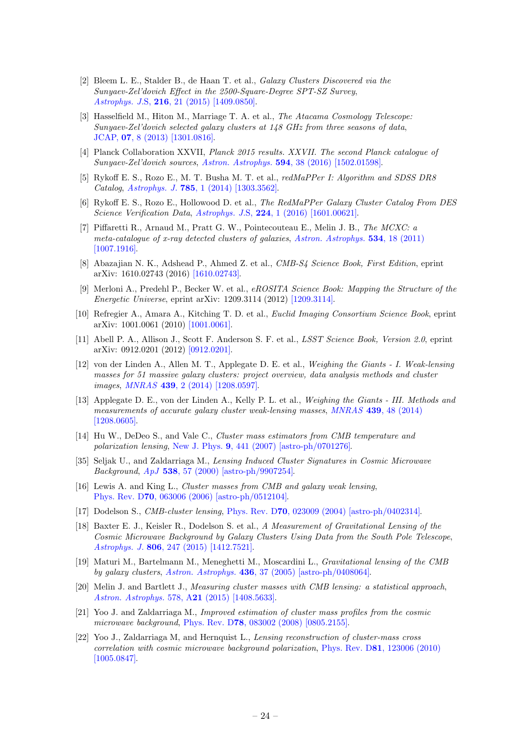[2] Bleem L. E., Stalder B., de Haan T. et al., *Galaxy Clusters Discovered via the Sunyaev-Zel'dovich Effect in the 2500-Square-Degree SPT-SZ Survey*, Astrophys. J.S, **216**, 21 (2015) [1409.0850].

[3] Hasselfield M., Hiton M., Marriage T. A. et al., *The Atacama Cosmology Telescope: Sunyaev-Zel'dovich selected galaxy clusters at 148 GHz from three seasons of data*, JCAP, **07**, 8 (2013) [1301.0816].

[4] Planck Collaboration XXVII, *Planck 2015 results. XXVII. The second Planck catalogue of Sunyaev-Zel'dovich sources*, Astron. Astrophys. **594**, 38 (2016) [1502.01598].

[5] Rykoff E. S., Rozo E., M. T. Busha M. T. et al., *redMaPPer I: Algorithm and SDSS DR8 Catalog*, Astrophys. J. **785**, 1 (2014) [1303.3562].

[6] Rykoff E. S., Rozo E., Hollowood D. et al., *The RedMaPPer Galaxy Cluster Catalog From DES Science Verification Data*, Astrophys. J.S, **224**, 1 (2016) [1601.00621].

[7] Piffaretti R., Arnaud M., Pratt G. W., Pointecouteau E., Melin J. B., *The MCXC: a meta-catalogue of x-ray detected clusters of galaxies*, Astron. Astrophys. **534**, 18 (2011) [1007.1916].

[8] Abazajian N. K., Adshead P., Ahmed Z. et al., *CMB-S4 Science Book, First Edition*, eprint arXiv: 1610.02743 (2016) [1610.02743].

[9] Merloni A., Predehl P., Becker W. et al., *eROSITA Science Book: Mapping the Structure of the Energetic Universe*, eprint arXiv: 1209.3114 (2012) [1209.3114].

[10] Refregier A., Amara A., Kitching T. D. et al., *Euclid Imaging Consortium Science Book*, eprint arXiv: 1001.0061 (2010) [1001.0061].

[11] Abell P. A., Allison J., Scott F. Anderson S. F. et al., *LSST Science Book, Version 2.0*, eprint arXiv: 0912.0201 (2012) [0912.0201].

[12] von der Linden A., Allen M. T., Applegate D. E. et al., *Weighing the Giants - I. Weak-lensing masses for 51 massive galaxy clusters: project overview, data analysis methods and cluster images*, MNRAS **439**, 2 (2014) [1208.0597].

[13] Applegate D. E., von der Linden A., Kelly P. L. et al., *Weighing the Giants - III. Methods and measurements of accurate galaxy cluster weak-lensing masses*, MNRAS **439**, 48 (2014) [1208.0605].

[14] Hu W., DeDeo S., and Vale C., *Cluster mass estimators from CMB temperature and polarization lensing*, New J. Phys. **9**, 441 (2007) [astro-ph/0701276].

[35] Seljak U., and Zaldarriaga M., *Lensing Induced Cluster Signatures in Cosmic Microwave Background*, ApJ **538**, 57 (2000) [astro-ph/9907254].

[16] Lewis A. and King L., *Cluster masses from CMB and galaxy weak lensing*, Phys. Rev. D**70**, 063006 (2006) [astro-ph/0512104].

[17] Dodelson S., *CMB-cluster lensing*, Phys. Rev. D**70**, 023009 (2004) [astro-ph/0402314].

[18] Baxter E. J., Keisler R., Dodelson S. et al., *A Measurement of Gravitational Lensing of the Cosmic Microwave Background by Galaxy Clusters Using Data from the South Pole Telescope*, Astrophys. J. **806**, 247 (2015) [1412.7521].

[19] Maturi M., Bartelmann M., Meneghetti M., Moscardini L., *Gravitational lensing of the CMB by galaxy clusters*, Astron. Astrophys. **436**, 37 (2005) [astro-ph/0408064].

[20] Melin J. and Bartlett J., *Measuring cluster masses with CMB lensing: a statistical approach*, Astron. Astrophys. 578, A**21** (2015) [1408.5633].

[21] Yoo J. and Zaldarriaga M., *Improved estimation of cluster mass profiles from the cosmic microwave background*, Phys. Rev. D**78**, 083002 (2008) [0805.2155].

[22] Yoo J., Zaldarriaga M, and Hernquist L., *Lensing reconstruction of cluster-mass cross correlation with cosmic microwave background polarization*, Phys. Rev. D**81**, 123006 (2010) [1005.0847].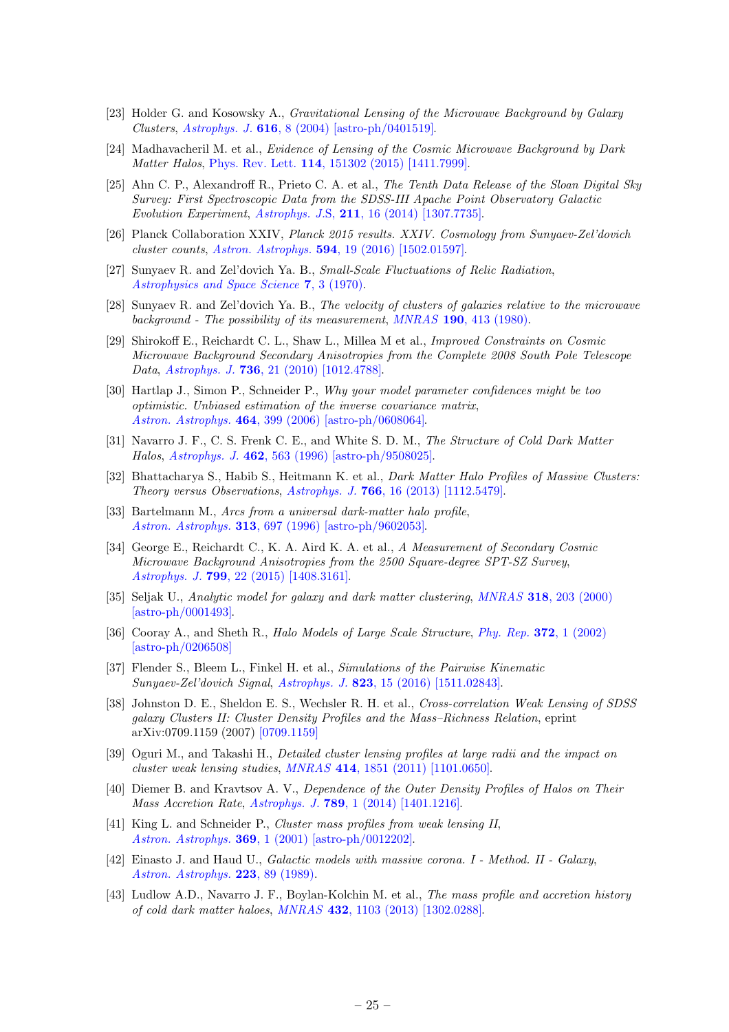[23] Holder G. and Kosowsky A., *Gravitational Lensing of the Microwave Background by Galaxy Clusters*, Astrophys. J. **616**, 8 (2004) [astro-ph/0401519].

[24] Madhavacheril M. et al., *Evidence of Lensing of the Cosmic Microwave Background by Dark Matter Halos*, Phys. Rev. Lett. **114**, 151302 (2015) [1411.7999].

[25] Ahn C. P., Alexandroff R., Prieto C. A. et al., *The Tenth Data Release of the Sloan Digital Sky Survey: First Spectroscopic Data from the SDSS-III Apache Point Observatory Galactic Evolution Experiment*, Astrophys. J.S, **211**, 16 (2014) [1307.7735].

[26] Planck Collaboration XXIV, *Planck 2015 results. XXIV. Cosmology from Sunyaev-Zel'dovich cluster counts*, Astron. Astrophys. **594**, 19 (2016) [1502.01597].

[27] Sunyaev R. and Zel'dovich Ya. B., *Small-Scale Fluctuations of Relic Radiation*, Astrophysics and Space Science **7**, 3 (1970).

[28] Sunyaev R. and Zel'dovich Ya. B., *The velocity of clusters of galaxies relative to the microwave background - The possibility of its measurement*, MNRAS **190**, 413 (1980).

[29] Shirokoff E., Reichardt C. L., Shaw L., Millea M et al., *Improved Constraints on Cosmic Microwave Background Secondary Anisotropies from the Complete 2008 South Pole Telescope Data*, Astrophys. J. **736**, 21 (2010) [1012.4788].

[30] Hartlap J., Simon P., Schneider P., *Why your model parameter confidences might be too optimistic. Unbiased estimation of the inverse covariance matrix*, Astron. Astrophys. **464**, 399 (2006) [astro-ph/0608064].

[31] Navarro J. F., C. S. Frenk C. E., and White S. D. M., *The Structure of Cold Dark Matter Halos*, Astrophys. J. **462**, 563 (1996) [astro-ph/9508025].

[32] Bhattacharya S., Habib S., Heitmann K. et al., *Dark Matter Halo Profiles of Massive Clusters: Theory versus Observations*, Astrophys. J. **766**, 16 (2013) [1112.5479].

[33] Bartelmann M., *Arcs from a universal dark-matter halo profile*, Astron. Astrophys. **313**, 697 (1996) [astro-ph/9602053].

[34] George E., Reichardt C., K. A. Aird K. A. et al., *A Measurement of Secondary Cosmic Microwave Background Anisotropies from the 2500 Square-degree SPT-SZ Survey*, Astrophys. J. **799**, 22 (2015) [1408.3161].

[35] Seljak U., *Analytic model for galaxy and dark matter clustering*, MNRAS **318**, 203 (2000) [astro-ph/0001493].

[36] Cooray A., and Sheth R., *Halo Models of Large Scale Structure*, Phy. Rep. **372**, 1 (2002) [astro-ph/0206508]

[37] Flender S., Bleem L., Finkel H. et al., *Simulations of the Pairwise Kinematic Sunyaev-Zel'dovich Signal*, Astrophys. J. **823**, 15 (2016) [1511.02843].

[38] Johnston D. E., Sheldon E. S., Wechsler R. H. et al., *Cross-correlation Weak Lensing of SDSS galaxy Clusters II: Cluster Density Profiles and the Mass–Richness Relation*, eprint arXiv:0709.1159 (2007) [0709.1159]

[39] Oguri M., and Takashi H., *Detailed cluster lensing profiles at large radii and the impact on cluster weak lensing studies*, MNRAS **414**, 1851 (2011) [1101.0650].

[40] Diemer B. and Kravtsov A. V., *Dependence of the Outer Density Profiles of Halos on Their Mass Accretion Rate*, Astrophys. J. **789**, 1 (2014) [1401.1216].

[41] King L. and Schneider P., *Cluster mass profiles from weak lensing II*, Astron. Astrophys. **369**, 1 (2001) [astro-ph/0012202].

[42] Einasto J. and Haud U., *Galactic models with massive corona. I - Method. II - Galaxy*, Astron. Astrophys. **223**, 89 (1989).

[43] Ludlow A.D., Navarro J. F., Boylan-Kolchin M. et al., *The mass profile and accretion history of cold dark matter haloes*, MNRAS **432**, 1103 (2013) [1302.0288].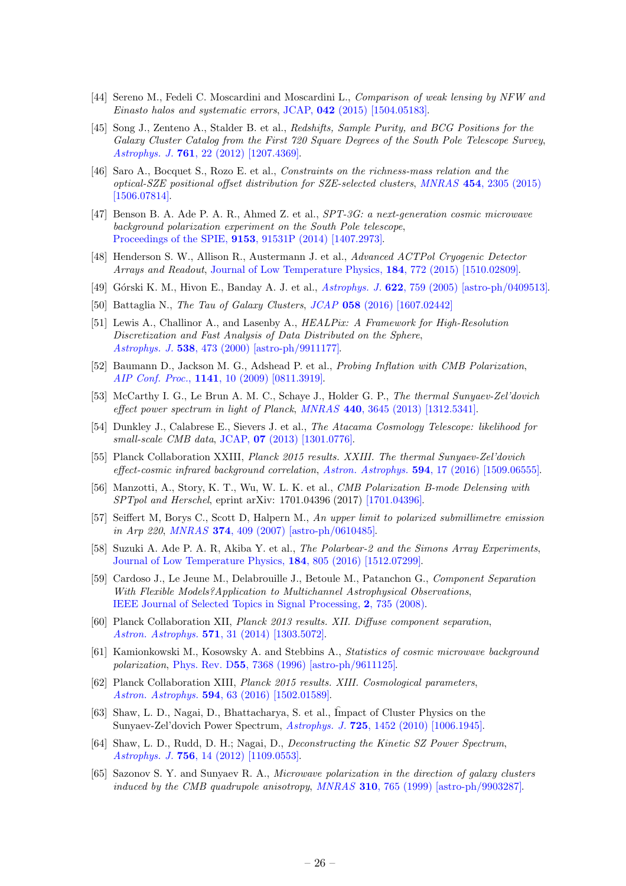[44] Sereno M., Fedeli C. Moscardini and Moscardini L., *Comparison of weak lensing by NFW and Einasto halos and systematic errors*, JCAP, **042** (2015) [1504.05183].

[45] Song J., Zenteno A., Stalder B. et al., *Redshifts, Sample Purity, and BCG Positions for the Galaxy Cluster Catalog from the First 720 Square Degrees of the South Pole Telescope Survey*, *Astrophys. J.* **761**, 22 (2012) [1207.4369].

[46] Saro A., Bocquet S., Rozo E. et al., *Constraints on the richness-mass relation and the optical-SZE positional offset distribution for SZE-selected clusters*, *MNRAS* **454**, 2305 (2015) [1506.07814].

[47] Benson B. A. Ade P. A. R., Ahmed Z. et al., *SPT-3G: a next-generation cosmic microwave background polarization experiment on the South Pole telescope*, Proceedings of the SPIE, **9153**, 91531P (2014) [1407.2973].

[48] Henderson S. W., Allison R., Austermann J. et al., *Advanced ACTPol Cryogenic Detector Arrays and Readout*, Journal of Low Temperature Physics, **184**, 772 (2015) [1510.02809].

[49] Górski K. M., Hivon E., Banday A. J. et al., *Astrophys. J.* **622**, 759 (2005) [astro-ph/0409513].

[50] Battaglia N., *The Tau of Galaxy Clusters*, *JCAP* **058** (2016) [1607.02442]

[51] Lewis A., Challinor A., and Lasenby A., *HEALPix: A Framework for High-Resolution Discretization and Fast Analysis of Data Distributed on the Sphere*, *Astrophys. J.* **538**, 473 (2000) [astro-ph/9911177].

[52] Baumann D., Jackson M. G., Adshead P. et al., *Probing Inflation with CMB Polarization*, *AIP Conf. Proc.*, **1141**, 10 (2009) [0811.3919].

[53] McCarthy I. G., Le Brun A. M. C., Schaye J., Holder G. P., *The thermal Sunyaev-Zel'dovich effect power spectrum in light of Planck*, *MNRAS* **440**, 3645 (2013) [1312.5341].

[54] Dunkley J., Calabrese E., Sievers J. et al., *The Atacama Cosmology Telescope: likelihood for small-scale CMB data*, JCAP, **07** (2013) [1301.0776].

[55] Planck Collaboration XXIII, *Planck 2015 results. XXIII. The thermal Sunyaev-Zel'dovich effect-cosmic infrared background correlation*, *Astron. Astrophys.* **594**, 17 (2016) [1509.06555].

[56] Manzotti, A., Story, K. T., Wu, W. L. K. et al., *CMB Polarization B-mode Delensing with SPTpol and Herschel*, eprint arXiv: 1701.04396 (2017) [1701.04396].

[57] Seiffert M, Borys C., Scott D, Halpern M., *An upper limit to polarized submillimetre emission in Arp 220*, *MNRAS* **374**, 409 (2007) [astro-ph/0610485].

[58] Suzuki A. Ade P. A. R, Akiba Y. et al., *The Polarbear-2 and the Simons Array Experiments*, Journal of Low Temperature Physics, **184**, 805 (2016) [1512.07299].

[59] Cardoso J., Le Jeune M., Delabrouille J., Betoule M., Patanchon G., *Component Separation With Flexible Models?Application to Multichannel Astrophysical Observations*, IEEE Journal of Selected Topics in Signal Processing, **2**, 735 (2008).

[60] Planck Collaboration XII, *Planck 2013 results. XII. Diffuse component separation*, *Astron. Astrophys.* **571**, 31 (2014) [1303.5072].

[61] Kamionkowski M., Kosowsky A. and Stebbins A., *Statistics of cosmic microwave background polarization*, Phys. Rev. D**55**, 7368 (1996) [astro-ph/9611125].

[62] Planck Collaboration XIII, *Planck 2015 results. XIII. Cosmological parameters*, *Astron. Astrophys.* **594**, 63 (2016) [1502.01589].

[63] Shaw, L. D., Nagai, D., Bhattacharya, S. et al., Împact of Cluster Physics on the Sunyaev-Zel'dovich Power Spectrum, *Astrophys. J.* **725**, 1452 (2010) [1006.1945].

[64] Shaw, L. D., Rudd, D. H.; Nagai, D., *Deconstructing the Kinetic SZ Power Spectrum*, *Astrophys. J.* **756**, 14 (2012) [1109.0553].

[65] Sazonov S. Y. and Sunyaev R. A., *Microwave polarization in the direction of galaxy clusters induced by the CMB quadrupole anisotropy*, *MNRAS* **310**, 765 (1999) [astro-ph/9903287].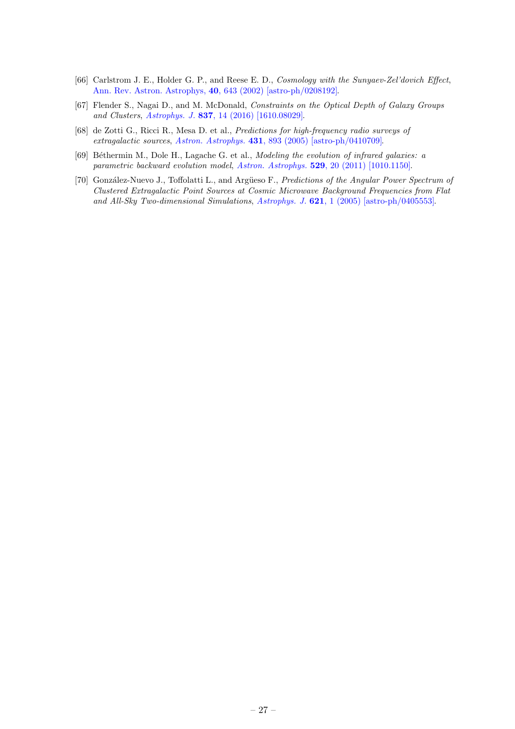[66] Carlstrom J. E., Holder G. P., and Reese E. D., *Cosmology with the Sunyaev-Zel'dovich Effect*, Ann. Rev. Astron. Astrophys, **40**, 643 (2002) [astro-ph/0208192].

[67] Flender S., Nagai D., and M. McDonald, *Constraints on the Optical Depth of Galaxy Groups and Clusters*, *Astrophys. J.* **837**, 14 (2016) [1610.08029].

[68] de Zotti G., Ricci R., Mesa D. et al., *Predictions for high-frequency radio surveys of extragalactic sources*, *Astron. Astrophys.* **431**, 893 (2005) [astro-ph/0410709].

[69] Béthermin M., Dole H., Lagache G. et al., *Modeling the evolution of infrared galaxies: a parametric backward evolution model*, *Astron. Astrophys.* **529**, 20 (2011) [1010.1150].

[70] González-Nuevo J., Toffolatti L., and Argüeso F., *Predictions of the Angular Power Spectrum of Clustered Extragalactic Point Sources at Cosmic Microwave Background Frequencies from Flat and All-Sky Two-dimensional Simulations*, *Astrophys. J.* **621**, 1 (2005) [astro-ph/0405553].